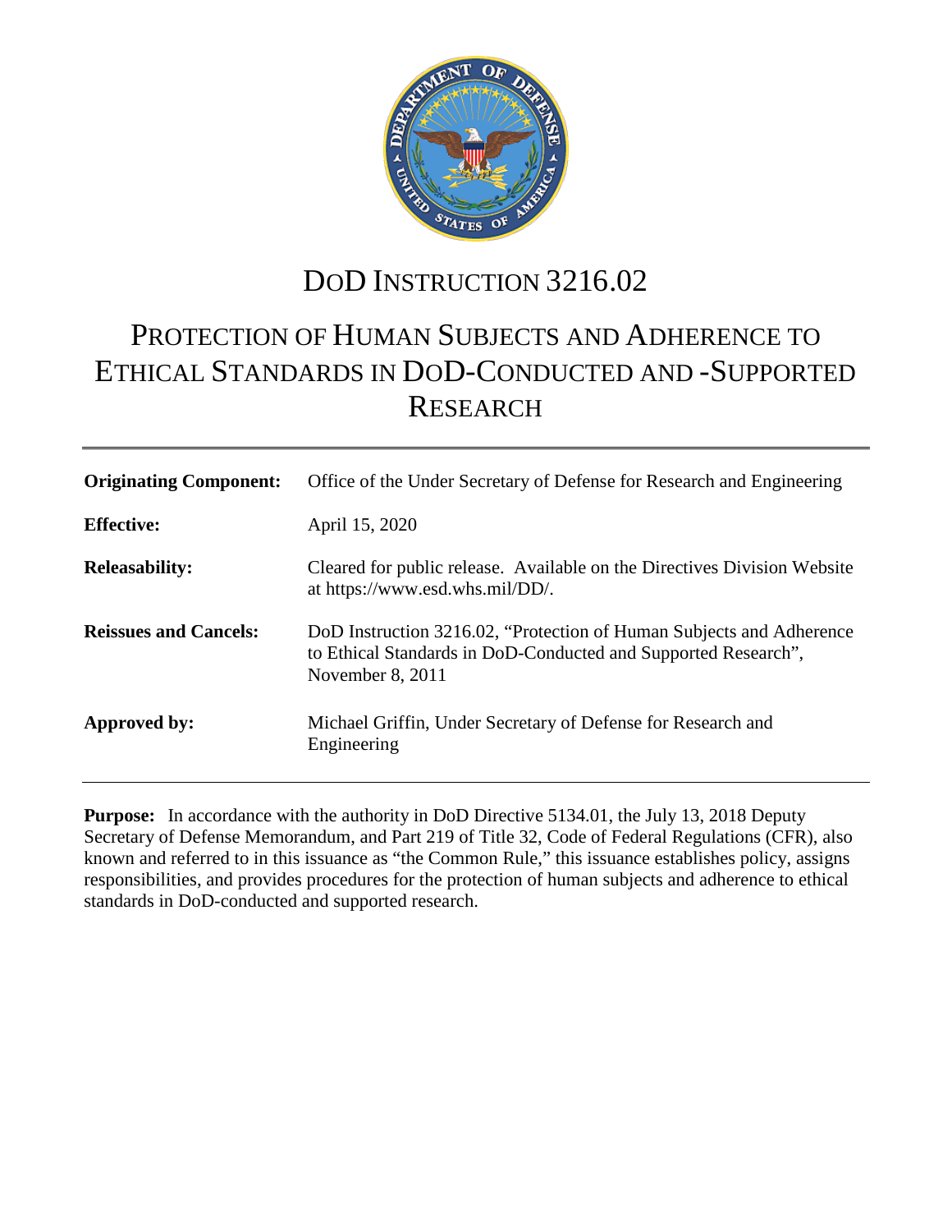# DoD INSTRUCTION 3216.02

# PROTECTION OF HUMAN SUBJECTS AND ADHERENCE TO ETHICAL STANDARDS IN DOD-CONDUCTED AND -SUPPORTED RESEARCH

| | |
|---|---|
| **Originating Component:** | Office of the Under Secretary of Defense for Research and Engineering |
| **Effective:** | April 15, 2020 |
| **Releasability:** | Cleared for public release. Available on the Directives Division Website at https://www.esd.whs.mil/DD/. |
| **Reissues and Cancels:** | DoD Instruction 3216.02, "Protection of Human Subjects and Adherence to Ethical Standards in DoD-Conducted and Supported Research", November 8, 2011 |
| **Approved by:** | Michael Griffin, Under Secretary of Defense for Research and Engineering |

**Purpose:** In accordance with the authority in DoD Directive 5134.01, the July 13, 2018 Deputy Secretary of Defense Memorandum, and Part 219 of Title 32, Code of Federal Regulations (CFR), also known and referred to in this issuance as "the Common Rule," this issuance establishes policy, assigns responsibilities, and provides procedures for the protection of human subjects and adherence to ethical standards in DoD-conducted and supported research.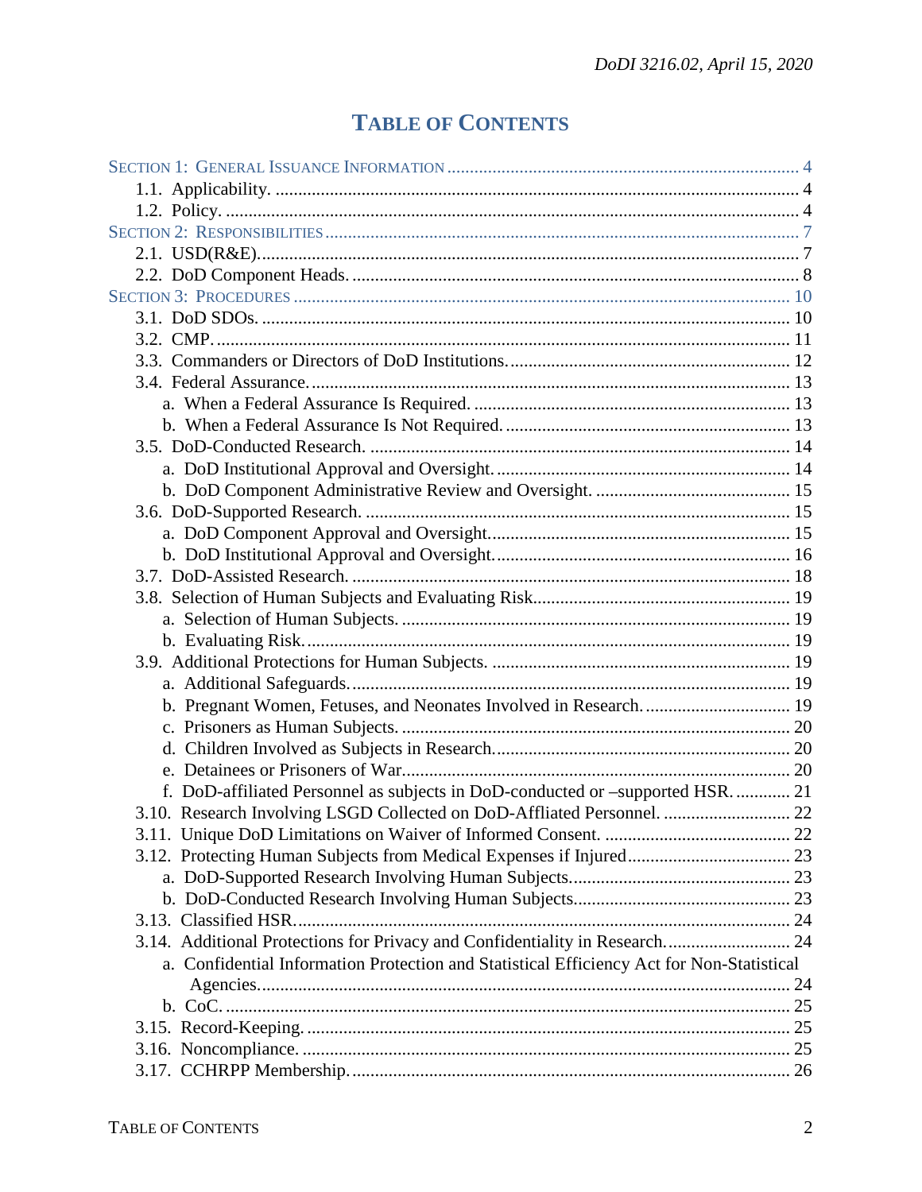# TABLE OF CONTENTS

SECTION 1: GENERAL ISSUANCE INFORMATION ............................................................................ 4
  1.1. Applicability. .................................................................................................................. 4
  1.2. Policy. ............................................................................................................................ 4
SECTION 2: RESPONSIBILITIES ....................................................................................................... 7
  2.1. USD(R&E). ..................................................................................................................... 7
  2.2. DoD Component Heads. ................................................................................................. 8
SECTION 3: PROCEDURES ............................................................................................................ 10
  3.1. DoD SDOs. .................................................................................................................... 10
  3.2. CMP. ............................................................................................................................. 11
  3.3. Commanders or Directors of DoD Institutions. .............................................................. 12
  3.4. Federal Assurance. ......................................................................................................... 13
    a. When a Federal Assurance Is Required. ...................................................................... 13
    b. When a Federal Assurance Is Not Required. ............................................................... 13
  3.5. DoD-Conducted Research. ............................................................................................ 14
    a. DoD Institutional Approval and Oversight. ................................................................. 14
    b. DoD Component Administrative Review and Oversight. ........................................... 15
  3.6. DoD-Supported Research. ............................................................................................. 15
    a. DoD Component Approval and Oversight. .................................................................. 15
    b. DoD Institutional Approval and Oversight. ................................................................. 16
  3.7. DoD-Assisted Research. ................................................................................................ 18
  3.8. Selection of Human Subjects and Evaluating Risk. ........................................................ 19
    a. Selection of Human Subjects. ...................................................................................... 19
    b. Evaluating Risk. ........................................................................................................... 19
  3.9. Additional Protections for Human Subjects. .................................................................. 19
    a. Additional Safeguards. ................................................................................................. 19
    b. Pregnant Women, Fetuses, and Neonates Involved in Research. ................................ 19
    c. Prisoners as Human Subjects. ...................................................................................... 20
    d. Children Involved as Subjects in Research. ................................................................. 20
    e. Detainees or Prisoners of War. ..................................................................................... 20
    f. DoD-affiliated Personnel as subjects in DoD-conducted or –supported HSR. ............ 21
  3.10. Research Involving LSGD Collected on DoD-Affliated Personnel. ............................ 22
  3.11. Unique DoD Limitations on Waiver of Informed Consent. ......................................... 22
  3.12. Protecting Human Subjects from Medical Expenses if Injured .................................... 23
    a. DoD-Supported Research Involving Human Subjects. ................................................ 23
    b. DoD-Conducted Research Involving Human Subjects. ............................................... 23
  3.13. Classified HSR. ............................................................................................................ 24
  3.14. Additional Protections for Privacy and Confidentiality in Research. ........................... 24
    a. Confidential Information Protection and Statistical Efficiency Act for Non-Statistical Agencies. ..................................................................................................................... 24
    b. CoC. ............................................................................................................................. 25
  3.15. Record-Keeping. ........................................................................................................... 25
  3.16. Noncompliance. ........................................................................................................... 25
  3.17. CCHRPP Membership. ................................................................................................ 26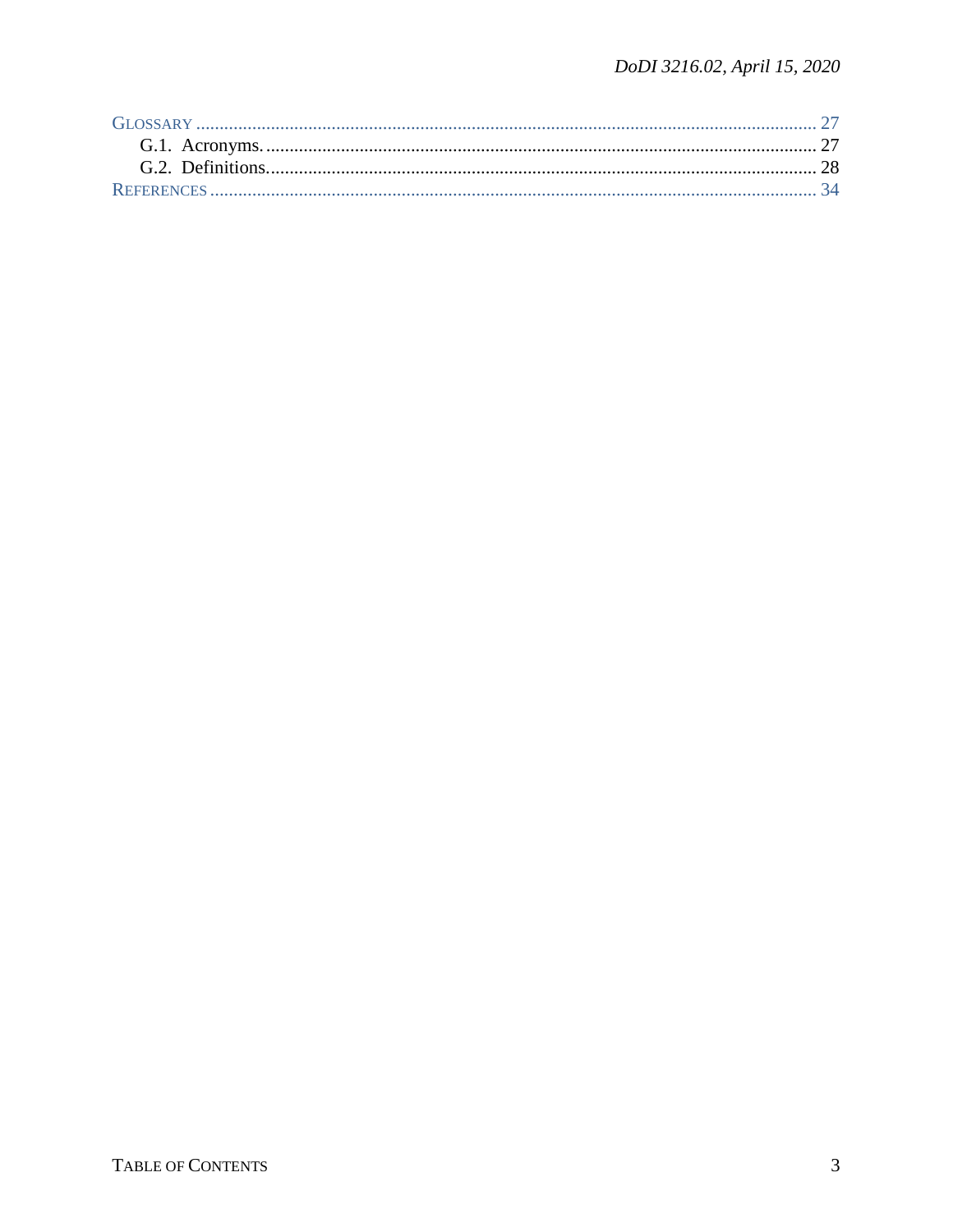GLOSSARY ..... 27
G.1. Acronyms. ..... 27
G.2. Definitions. ..... 28
REFERENCES ..... 34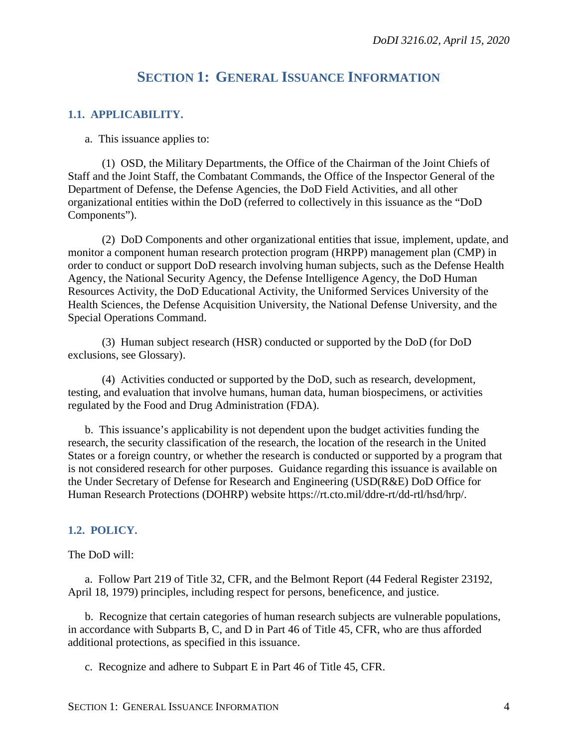# SECTION 1: GENERAL ISSUANCE INFORMATION

## 1.1. APPLICABILITY.

a. This issuance applies to:

(1) OSD, the Military Departments, the Office of the Chairman of the Joint Chiefs of Staff and the Joint Staff, the Combatant Commands, the Office of the Inspector General of the Department of Defense, the Defense Agencies, the DoD Field Activities, and all other organizational entities within the DoD (referred to collectively in this issuance as the "DoD Components").

(2) DoD Components and other organizational entities that issue, implement, update, and monitor a component human research protection program (HRPP) management plan (CMP) in order to conduct or support DoD research involving human subjects, such as the Defense Health Agency, the National Security Agency, the Defense Intelligence Agency, the DoD Human Resources Activity, the DoD Educational Activity, the Uniformed Services University of the Health Sciences, the Defense Acquisition University, the National Defense University, and the Special Operations Command.

(3) Human subject research (HSR) conducted or supported by the DoD (for DoD exclusions, see Glossary).

(4) Activities conducted or supported by the DoD, such as research, development, testing, and evaluation that involve humans, human data, human biospecimens, or activities regulated by the Food and Drug Administration (FDA).

b. This issuance's applicability is not dependent upon the budget activities funding the research, the security classification of the research, the location of the research in the United States or a foreign country, or whether the research is conducted or supported by a program that is not considered research for other purposes. Guidance regarding this issuance is available on the Under Secretary of Defense for Research and Engineering (USD(R&E) DoD Office for Human Research Protections (DOHRP) website https://rt.cto.mil/ddre-rt/dd-rtl/hsd/hrp/.

## 1.2. POLICY.

The DoD will:

a. Follow Part 219 of Title 32, CFR, and the Belmont Report (44 Federal Register 23192, April 18, 1979) principles, including respect for persons, beneficence, and justice.

b. Recognize that certain categories of human research subjects are vulnerable populations, in accordance with Subparts B, C, and D in Part 46 of Title 45, CFR, who are thus afforded additional protections, as specified in this issuance.

c. Recognize and adhere to Subpart E in Part 46 of Title 45, CFR.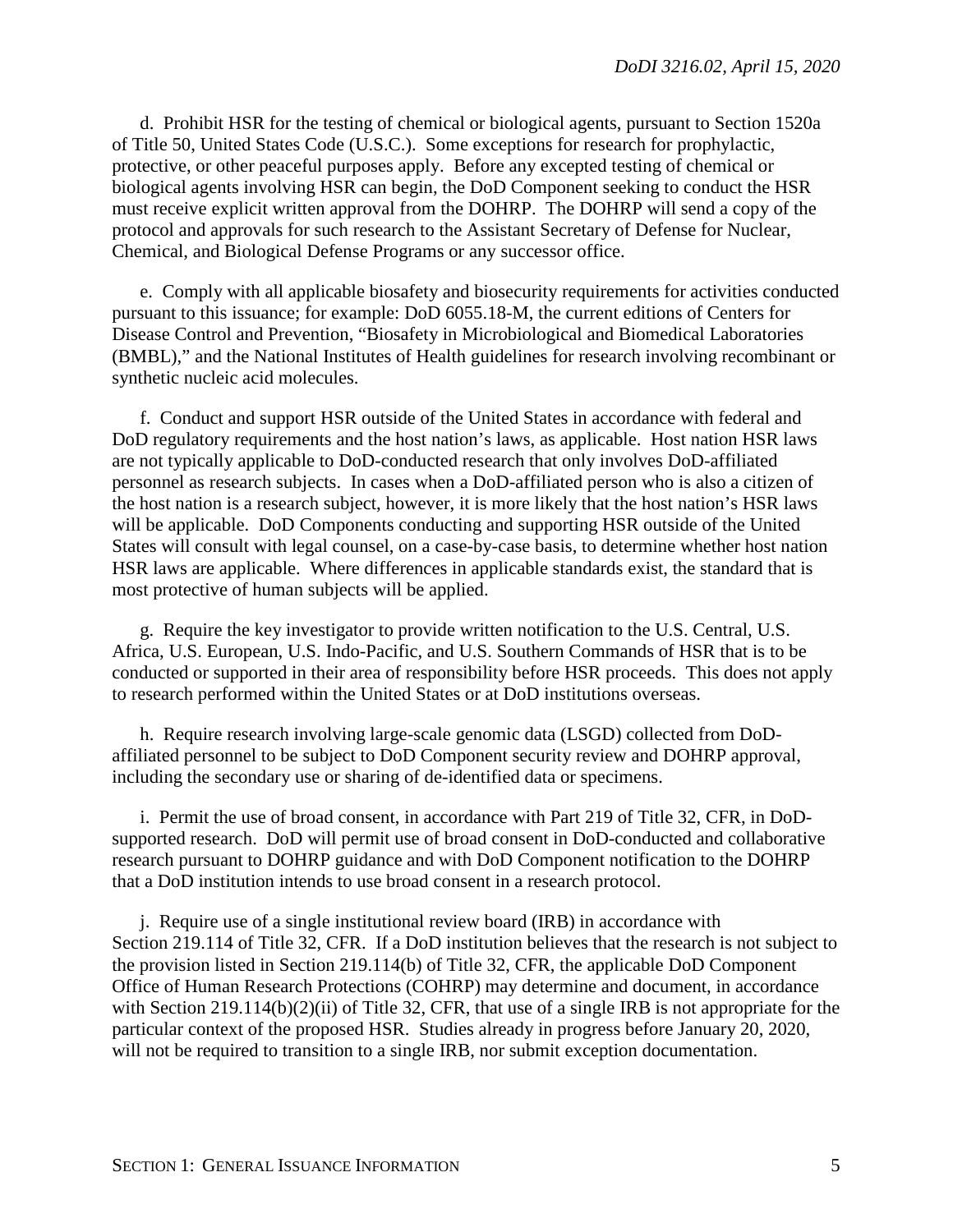d. Prohibit HSR for the testing of chemical or biological agents, pursuant to Section 1520a of Title 50, United States Code (U.S.C.). Some exceptions for research for prophylactic, protective, or other peaceful purposes apply. Before any excepted testing of chemical or biological agents involving HSR can begin, the DoD Component seeking to conduct the HSR must receive explicit written approval from the DOHRP. The DOHRP will send a copy of the protocol and approvals for such research to the Assistant Secretary of Defense for Nuclear, Chemical, and Biological Defense Programs or any successor office.

e. Comply with all applicable biosafety and biosecurity requirements for activities conducted pursuant to this issuance; for example: DoD 6055.18-M, the current editions of Centers for Disease Control and Prevention, "Biosafety in Microbiological and Biomedical Laboratories (BMBL)," and the National Institutes of Health guidelines for research involving recombinant or synthetic nucleic acid molecules.

f. Conduct and support HSR outside of the United States in accordance with federal and DoD regulatory requirements and the host nation's laws, as applicable. Host nation HSR laws are not typically applicable to DoD-conducted research that only involves DoD-affiliated personnel as research subjects. In cases when a DoD-affiliated person who is also a citizen of the host nation is a research subject, however, it is more likely that the host nation's HSR laws will be applicable. DoD Components conducting and supporting HSR outside of the United States will consult with legal counsel, on a case-by-case basis, to determine whether host nation HSR laws are applicable. Where differences in applicable standards exist, the standard that is most protective of human subjects will be applied.

g. Require the key investigator to provide written notification to the U.S. Central, U.S. Africa, U.S. European, U.S. Indo-Pacific, and U.S. Southern Commands of HSR that is to be conducted or supported in their area of responsibility before HSR proceeds. This does not apply to research performed within the United States or at DoD institutions overseas.

h. Require research involving large-scale genomic data (LSGD) collected from DoD-affiliated personnel to be subject to DoD Component security review and DOHRP approval, including the secondary use or sharing of de-identified data or specimens.

i. Permit the use of broad consent, in accordance with Part 219 of Title 32, CFR, in DoD-supported research. DoD will permit use of broad consent in DoD-conducted and collaborative research pursuant to DOHRP guidance and with DoD Component notification to the DOHRP that a DoD institution intends to use broad consent in a research protocol.

j. Require use of a single institutional review board (IRB) in accordance with Section 219.114 of Title 32, CFR. If a DoD institution believes that the research is not subject to the provision listed in Section 219.114(b) of Title 32, CFR, the applicable DoD Component Office of Human Research Protections (COHRP) may determine and document, in accordance with Section 219.114(b)(2)(ii) of Title 32, CFR, that use of a single IRB is not appropriate for the particular context of the proposed HSR. Studies already in progress before January 20, 2020, will not be required to transition to a single IRB, nor submit exception documentation.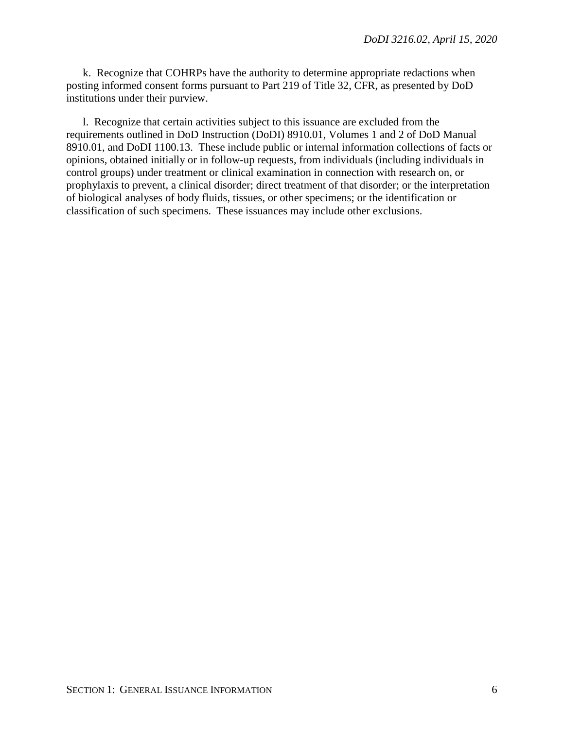k. Recognize that COHRPs have the authority to determine appropriate redactions when posting informed consent forms pursuant to Part 219 of Title 32, CFR, as presented by DoD institutions under their purview.

l. Recognize that certain activities subject to this issuance are excluded from the requirements outlined in DoD Instruction (DoDI) 8910.01, Volumes 1 and 2 of DoD Manual 8910.01, and DoDI 1100.13. These include public or internal information collections of facts or opinions, obtained initially or in follow-up requests, from individuals (including individuals in control groups) under treatment or clinical examination in connection with research on, or prophylaxis to prevent, a clinical disorder; direct treatment of that disorder; or the interpretation of biological analyses of body fluids, tissues, or other specimens; or the identification or classification of such specimens. These issuances may include other exclusions.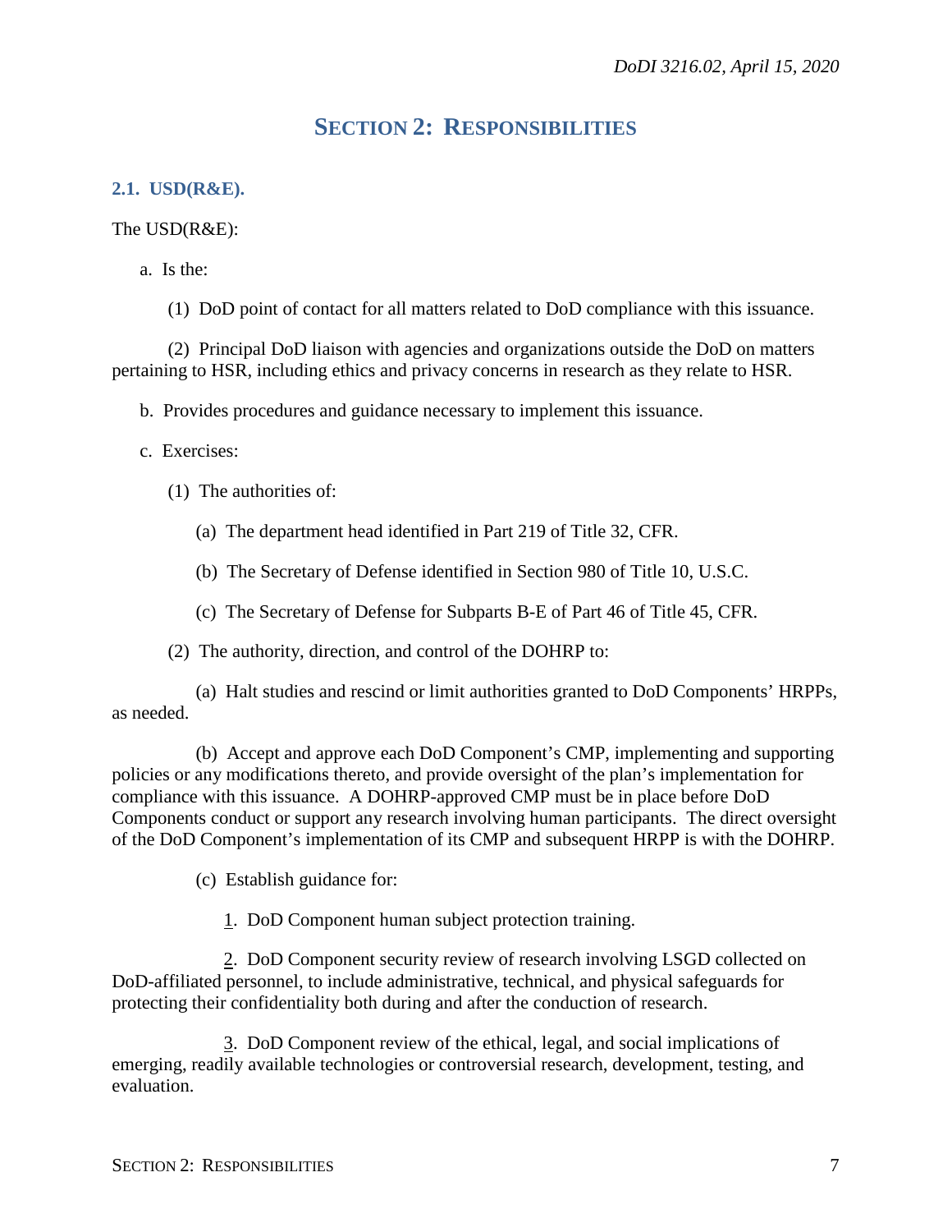# SECTION 2: RESPONSIBILITIES

## 2.1. USD(R&E).

The USD(R&E):

a. Is the:

(1) DoD point of contact for all matters related to DoD compliance with this issuance.

(2) Principal DoD liaison with agencies and organizations outside the DoD on matters pertaining to HSR, including ethics and privacy concerns in research as they relate to HSR.

b. Provides procedures and guidance necessary to implement this issuance.

c. Exercises:

(1) The authorities of:

(a) The department head identified in Part 219 of Title 32, CFR.

(b) The Secretary of Defense identified in Section 980 of Title 10, U.S.C.

(c) The Secretary of Defense for Subparts B-E of Part 46 of Title 45, CFR.

(2) The authority, direction, and control of the DOHRP to:

(a) Halt studies and rescind or limit authorities granted to DoD Components' HRPPs, as needed.

(b) Accept and approve each DoD Component's CMP, implementing and supporting policies or any modifications thereto, and provide oversight of the plan's implementation for compliance with this issuance. A DOHRP-approved CMP must be in place before DoD Components conduct or support any research involving human participants. The direct oversight of the DoD Component's implementation of its CMP and subsequent HRPP is with the DOHRP.

(c) Establish guidance for:

1. DoD Component human subject protection training.

2. DoD Component security review of research involving LSGD collected on DoD-affiliated personnel, to include administrative, technical, and physical safeguards for protecting their confidentiality both during and after the conduct of research.

3. DoD Component review of the ethical, legal, and social implications of emerging, readily available technologies or controversial research, development, testing, and evaluation.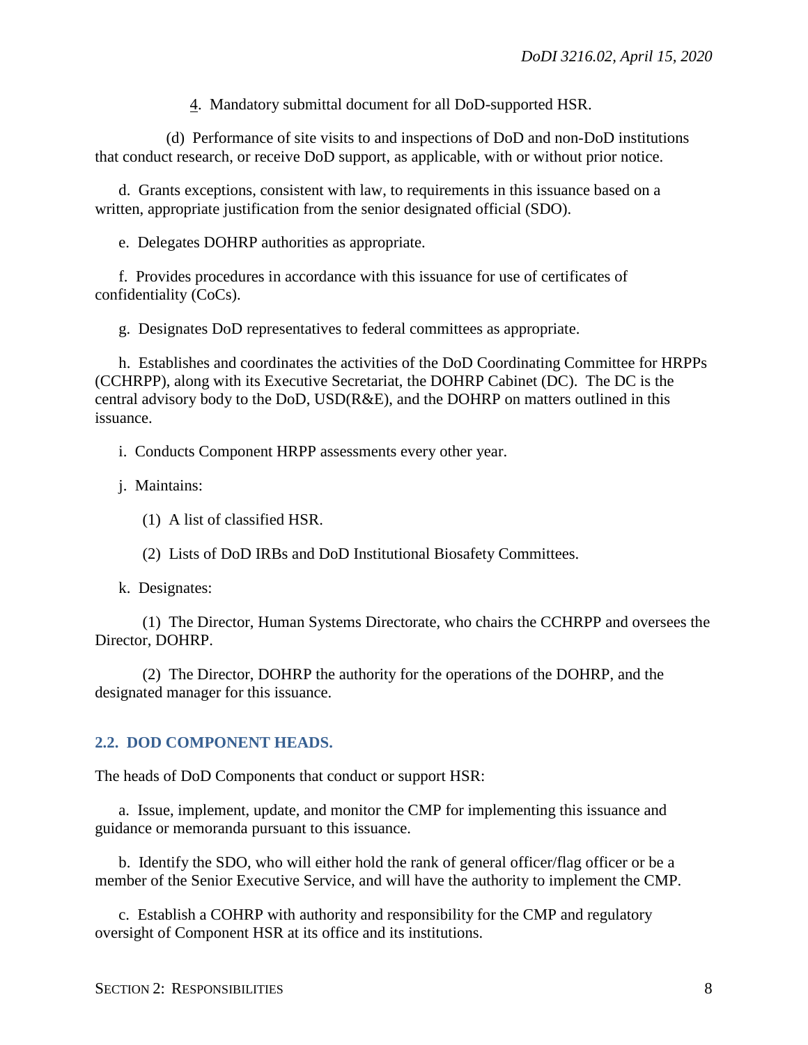4. Mandatory submittal document for all DoD-supported HSR.

(d) Performance of site visits to and inspections of DoD and non-DoD institutions that conduct research, or receive DoD support, as applicable, with or without prior notice.

d. Grants exceptions, consistent with law, to requirements in this issuance based on a written, appropriate justification from the senior designated official (SDO).

e. Delegates DOHRP authorities as appropriate.

f. Provides procedures in accordance with this issuance for use of certificates of confidentiality (CoCs).

g. Designates DoD representatives to federal committees as appropriate.

h. Establishes and coordinates the activities of the DoD Coordinating Committee for HRPPs (CCHRPP), along with its Executive Secretariat, the DOHRP Cabinet (DC). The DC is the central advisory body to the DoD, USD(R&E), and the DOHRP on matters outlined in this issuance.

i. Conducts Component HRPP assessments every other year.

j. Maintains:

(1) A list of classified HSR.

(2) Lists of DoD IRBs and DoD Institutional Biosafety Committees.

k. Designates:

(1) The Director, Human Systems Directorate, who chairs the CCHRPP and oversees the Director, DOHRP.

(2) The Director, DOHRP the authority for the operations of the DOHRP, and the designated manager for this issuance.

## 2.2. DOD COMPONENT HEADS.

The heads of DoD Components that conduct or support HSR:

a. Issue, implement, update, and monitor the CMP for implementing this issuance and guidance or memoranda pursuant to this issuance.

b. Identify the SDO, who will either hold the rank of general officer/flag officer or be a member of the Senior Executive Service, and will have the authority to implement the CMP.

c. Establish a COHRP with authority and responsibility for the CMP and regulatory oversight of Component HSR at its office and its institutions.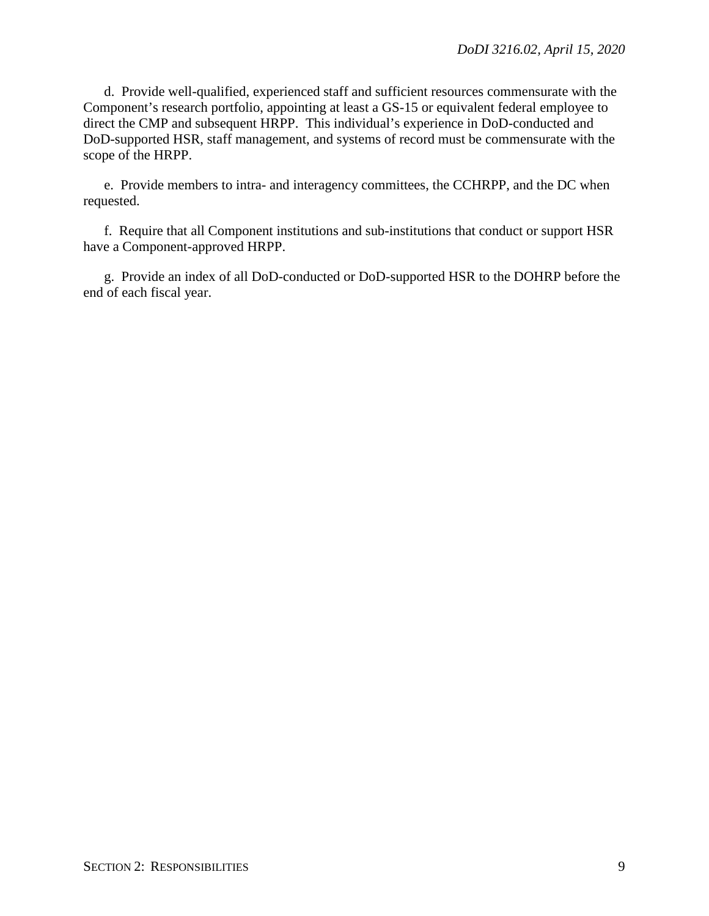d. Provide well-qualified, experienced staff and sufficient resources commensurate with the Component's research portfolio, appointing at least a GS-15 or equivalent federal employee to direct the CMP and subsequent HRPP. This individual's experience in DoD-conducted and DoD-supported HSR, staff management, and systems of record must be commensurate with the scope of the HRPP.

e. Provide members to intra- and interagency committees, the CCHRPP, and the DC when requested.

f. Require that all Component institutions and sub-institutions that conduct or support HSR have a Component-approved HRPP.

g. Provide an index of all DoD-conducted or DoD-supported HSR to the DOHRP before the end of each fiscal year.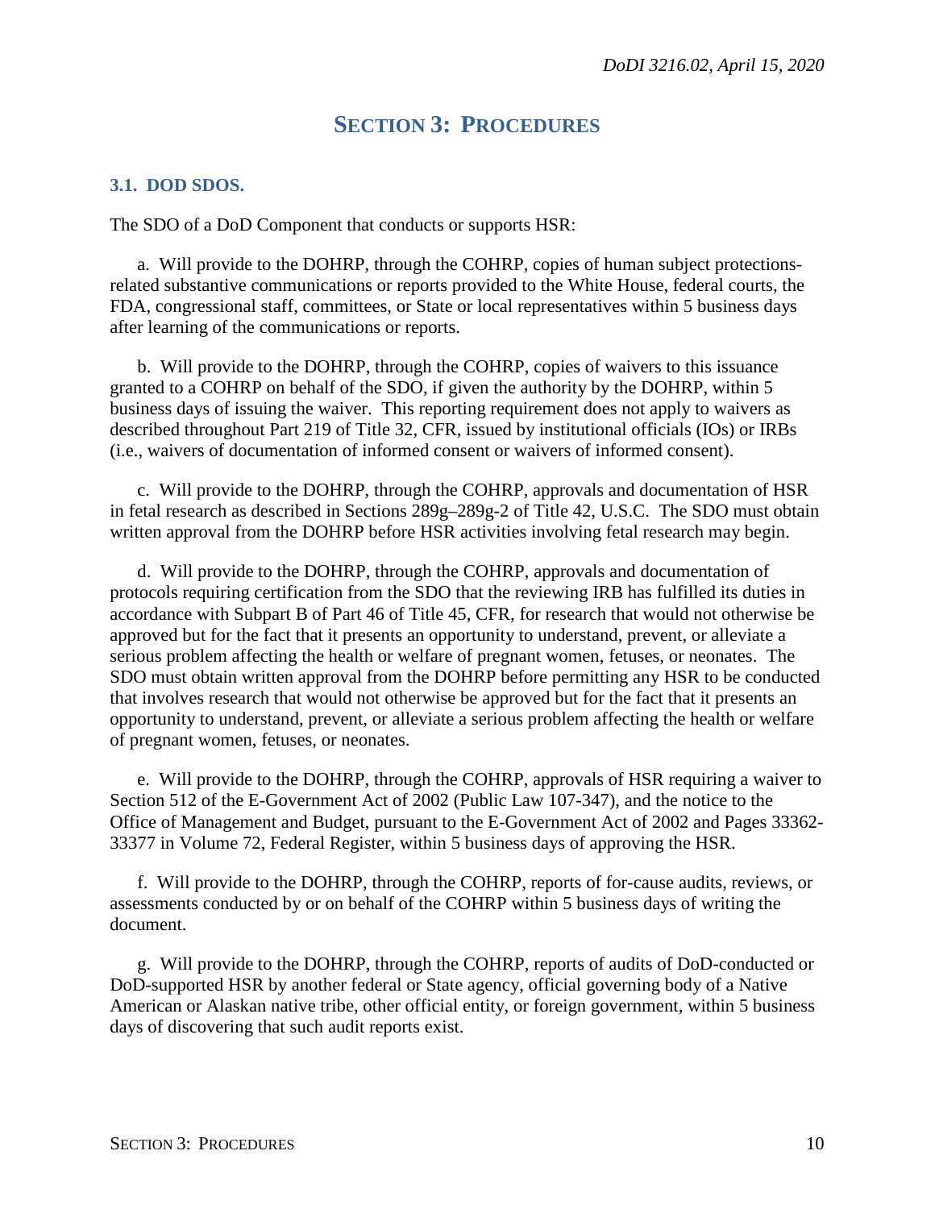# SECTION 3: PROCEDURES

## 3.1. DOD SDOS.

The SDO of a DoD Component that conducts or supports HSR:

a. Will provide to the DOHRP, through the COHRP, copies of human subject protections-related substantive communications or reports provided to the White House, federal courts, the FDA, congressional staff, committees, or State or local representatives within 5 business days after learning of the communications or reports.

b. Will provide to the DOHRP, through the COHRP, copies of waivers to this issuance granted to a COHRP on behalf of the SDO, if given the authority by the DOHRP, within 5 business days of issuing the waiver. This reporting requirement does not apply to waivers as described throughout Part 219 of Title 32, CFR, issued by institutional officials (IOs) or IRBs (i.e., waivers of documentation of informed consent or waivers of informed consent).

c. Will provide to the DOHRP, through the COHRP, approvals and documentation of HSR in fetal research as described in Sections 289g–289g-2 of Title 42, U.S.C. The SDO must obtain written approval from the DOHRP before HSR activities involving fetal research may begin.

d. Will provide to the DOHRP, through the COHRP, approvals and documentation of protocols requiring certification from the SDO that the reviewing IRB has fulfilled its duties in accordance with Subpart B of Part 46 of Title 45, CFR, for research that would not otherwise be approved but for the fact that it presents an opportunity to understand, prevent, or alleviate a serious problem affecting the health or welfare of pregnant women, fetuses, or neonates. The SDO must obtain written approval from the DOHRP before permitting any HSR to be conducted that involves research that would not otherwise be approved but for the fact that it presents an opportunity to understand, prevent, or alleviate a serious problem affecting the health or welfare of pregnant women, fetuses, or neonates.

e. Will provide to the DOHRP, through the COHRP, approvals of HSR requiring a waiver to Section 512 of the E-Government Act of 2002 (Public Law 107-347), and the notice to the Office of Management and Budget, pursuant to the E-Government Act of 2002 and Pages 33362-33377 in Volume 72, Federal Register, within 5 business days of approving the HSR.

f. Will provide to the DOHRP, through the COHRP, reports of for-cause audits, reviews, or assessments conducted by or on behalf of the COHRP within 5 business days of writing the document.

g. Will provide to the DOHRP, through the COHRP, reports of audits of DoD-conducted or DoD-supported HSR by another federal or State agency, official governing body of a Native American or Alaskan native tribe, other official entity, or foreign government, within 5 business days of discovering that such audit reports exist.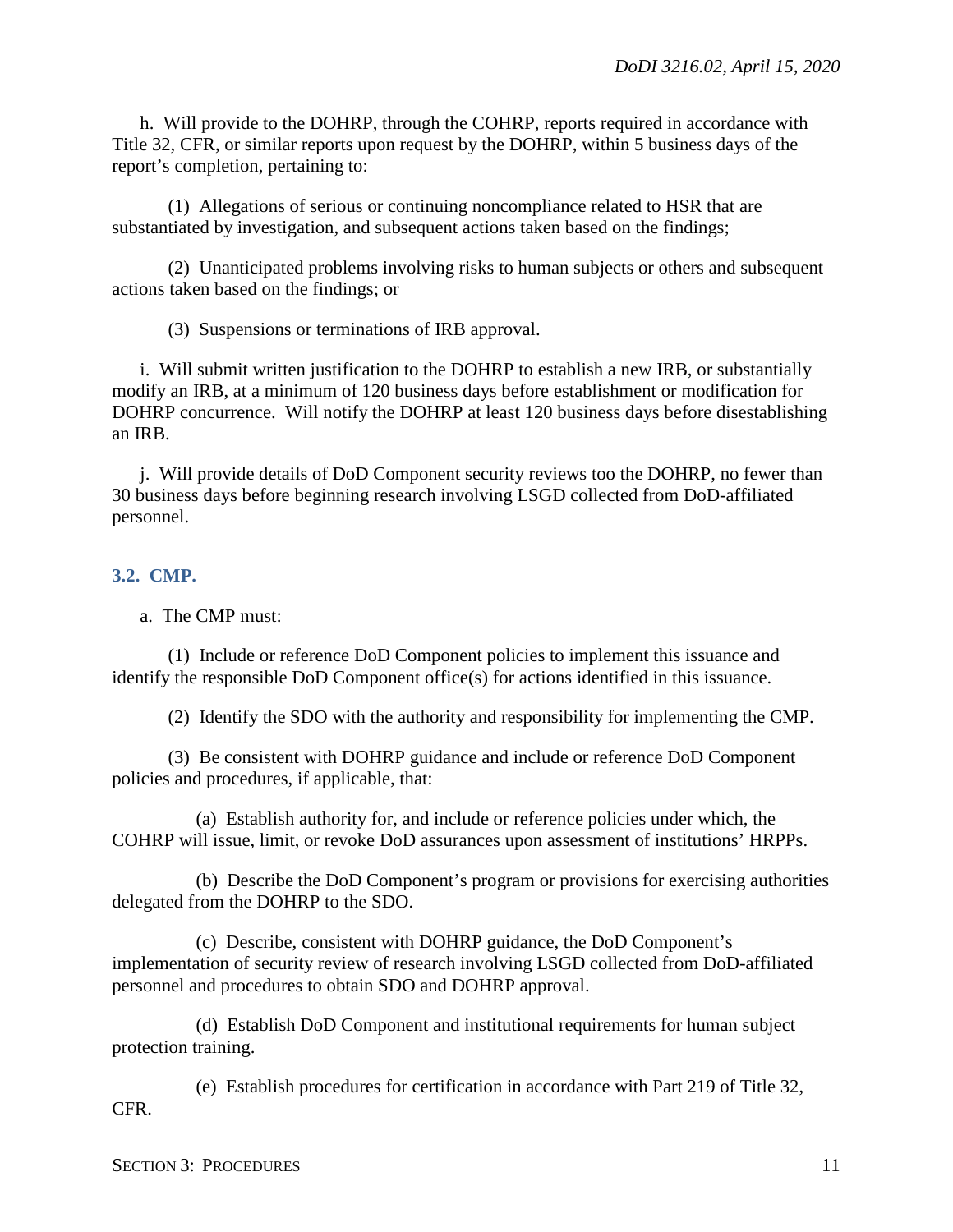h. Will provide to the DOHRP, through the COHRP, reports required in accordance with Title 32, CFR, or similar reports upon request by the DOHRP, within 5 business days of the report's completion, pertaining to:

(1) Allegations of serious or continuing noncompliance related to HSR that are substantiated by investigation, and subsequent actions taken based on the findings;

(2) Unanticipated problems involving risks to human subjects or others and subsequent actions taken based on the findings; or

(3) Suspensions or terminations of IRB approval.

i. Will submit written justification to the DOHRP to establish a new IRB, or substantially modify an IRB, at a minimum of 120 business days before establishment or modification for DOHRP concurrence. Will notify the DOHRP at least 120 business days before disestablishing an IRB.

j. Will provide details of DoD Component security reviews too the DOHRP, no fewer than 30 business days before beginning research involving LSGD collected from DoD-affiliated personnel.

### 3.2. CMP.

a. The CMP must:

(1) Include or reference DoD Component policies to implement this issuance and identify the responsible DoD Component office(s) for actions identified in this issuance.

(2) Identify the SDO with the authority and responsibility for implementing the CMP.

(3) Be consistent with DOHRP guidance and include or reference DoD Component policies and procedures, if applicable, that:

(a) Establish authority for, and include or reference policies under which, the COHRP will issue, limit, or revoke DoD assurances upon assessment of institutions' HRPPs.

(b) Describe the DoD Component's program or provisions for exercising authorities delegated from the DOHRP to the SDO.

(c) Describe, consistent with DOHRP guidance, the DoD Component's implementation of security review of research involving LSGD collected from DoD-affiliated personnel and procedures to obtain SDO and DOHRP approval.

(d) Establish DoD Component and institutional requirements for human subject protection training.

(e) Establish procedures for certification in accordance with Part 219 of Title 32, CFR.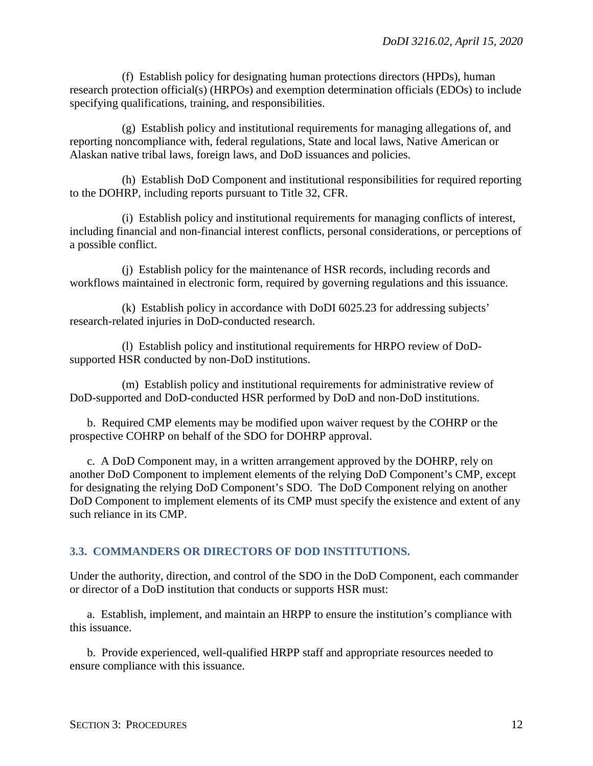(f) Establish policy for designating human protections directors (HPDs), human research protection official(s) (HRPOs) and exemption determination officials (EDOs) to include specifying qualifications, training, and responsibilities.

(g) Establish policy and institutional requirements for managing allegations of, and reporting noncompliance with, federal regulations, State and local laws, Native American or Alaskan native tribal laws, foreign laws, and DoD issuances and policies.

(h) Establish DoD Component and institutional responsibilities for required reporting to the DOHRP, including reports pursuant to Title 32, CFR.

(i) Establish policy and institutional requirements for managing conflicts of interest, including financial and non-financial interest conflicts, personal considerations, or perceptions of a possible conflict.

(j) Establish policy for the maintenance of HSR records, including records and workflows maintained in electronic form, required by governing regulations and this issuance.

(k) Establish policy in accordance with DoDI 6025.23 for addressing subjects' research-related injuries in DoD-conducted research.

(l) Establish policy and institutional requirements for HRPO review of DoD-supported HSR conducted by non-DoD institutions.

(m) Establish policy and institutional requirements for administrative review of DoD-supported and DoD-conducted HSR performed by DoD and non-DoD institutions.

b. Required CMP elements may be modified upon waiver request by the COHRP or the prospective COHRP on behalf of the SDO for DOHRP approval.

c. A DoD Component may, in a written arrangement approved by the DOHRP, rely on another DoD Component to implement elements of the relying DoD Component's CMP, except for designating the relying DoD Component's SDO. The DoD Component relying on another DoD Component to implement elements of its CMP must specify the existence and extent of any such reliance in its CMP.

## 3.3. COMMANDERS OR DIRECTORS OF DOD INSTITUTIONS.

Under the authority, direction, and control of the SDO in the DoD Component, each commander or director of a DoD institution that conducts or supports HSR must:

a. Establish, implement, and maintain an HRPP to ensure the institution's compliance with this issuance.

b. Provide experienced, well-qualified HRPP staff and appropriate resources needed to ensure compliance with this issuance.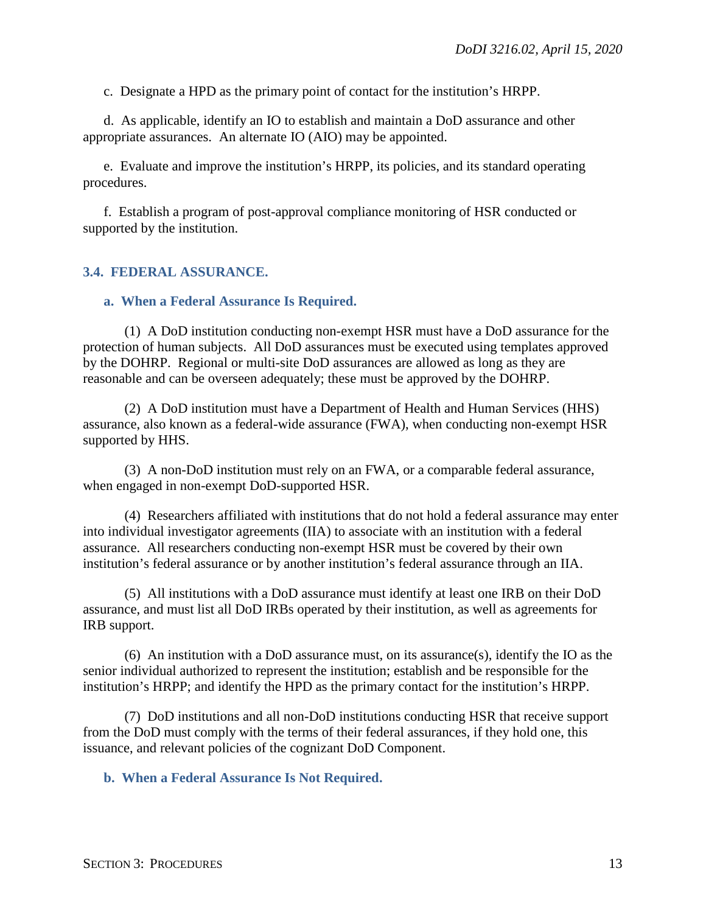c. Designate a HPD as the primary point of contact for the institution's HRPP.

d. As applicable, identify an IO to establish and maintain a DoD assurance and other appropriate assurances. An alternate IO (AIO) may be appointed.

e. Evaluate and improve the institution's HRPP, its policies, and its standard operating procedures.

f. Establish a program of post-approval compliance monitoring of HSR conducted or supported by the institution.

## 3.4. FEDERAL ASSURANCE.

### a. When a Federal Assurance Is Required.

(1) A DoD institution conducting non-exempt HSR must have a DoD assurance for the protection of human subjects. All DoD assurances must be executed using templates approved by the DOHRP. Regional or multi-site DoD assurances are allowed as long as they are reasonable and can be overseen adequately; these must be approved by the DOHRP.

(2) A DoD institution must have a Department of Health and Human Services (HHS) assurance, also known as a federal-wide assurance (FWA), when conducting non-exempt HSR supported by HHS.

(3) A non-DoD institution must rely on an FWA, or a comparable federal assurance, when engaged in non-exempt DoD-supported HSR.

(4) Researchers affiliated with institutions that do not hold a federal assurance may enter into individual investigator agreements (IIA) to associate with an institution with a federal assurance. All researchers conducting non-exempt HSR must be covered by their own institution's federal assurance or by another institution's federal assurance through an IIA.

(5) All institutions with a DoD assurance must identify at least one IRB on their DoD assurance, and must list all DoD IRBs operated by their institution, as well as agreements for IRB support.

(6) An institution with a DoD assurance must, on its assurance(s), identify the IO as the senior individual authorized to represent the institution; establish and be responsible for the institution's HRPP; and identify the HPD as the primary contact for the institution's HRPP.

(7) DoD institutions and all non-DoD institutions conducting HSR that receive support from the DoD must comply with the terms of their federal assurances, if they hold one, this issuance, and relevant policies of the cognizant DoD Component.

### b. When a Federal Assurance Is Not Required.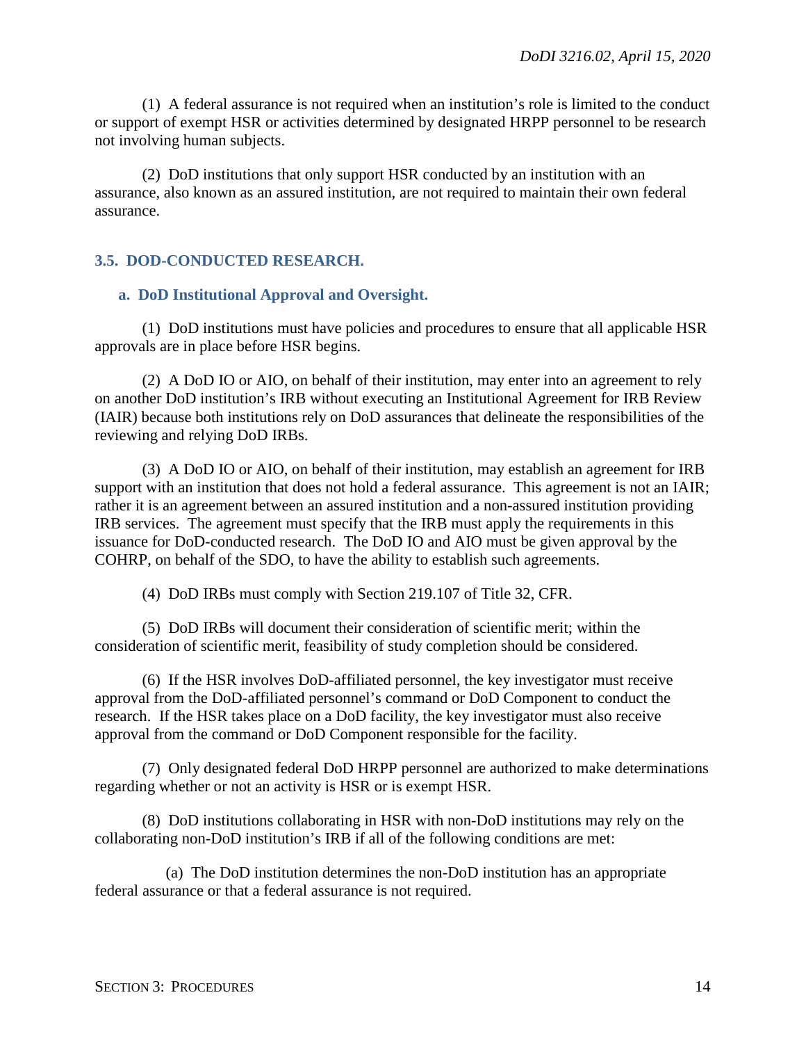(1) A federal assurance is not required when an institution's role is limited to the conduct or support of exempt HSR or activities determined by designated HRPP personnel to be research not involving human subjects.

(2) DoD institutions that only support HSR conducted by an institution with an assurance, also known as an assured institution, are not required to maintain their own federal assurance.

## 3.5. DOD-CONDUCTED RESEARCH.

### a. DoD Institutional Approval and Oversight.

(1) DoD institutions must have policies and procedures to ensure that all applicable HSR approvals are in place before HSR begins.

(2) A DoD IO or AIO, on behalf of their institution, may enter into an agreement to rely on another DoD institution's IRB without executing an Institutional Agreement for IRB Review (IAIR) because both institutions rely on DoD assurances that delineate the responsibilities of the reviewing and relying DoD IRBs.

(3) A DoD IO or AIO, on behalf of their institution, may establish an agreement for IRB support with an institution that does not hold a federal assurance. This agreement is not an IAIR; rather it is an agreement between an assured institution and a non-assured institution providing IRB services. The agreement must specify that the IRB must apply the requirements in this issuance for DoD-conducted research. The DoD IO and AIO must be given approval by the COHRP, on behalf of the SDO, to have the ability to establish such agreements.

(4) DoD IRBs must comply with Section 219.107 of Title 32, CFR.

(5) DoD IRBs will document their consideration of scientific merit; within the consideration of scientific merit, feasibility of study completion should be considered.

(6) If the HSR involves DoD-affiliated personnel, the key investigator must receive approval from the DoD-affiliated personnel's command or DoD Component to conduct the research. If the HSR takes place on a DoD facility, the key investigator must also receive approval from the command or DoD Component responsible for the facility.

(7) Only designated federal DoD HRPP personnel are authorized to make determinations regarding whether or not an activity is HSR or is exempt HSR.

(8) DoD institutions collaborating in HSR with non-DoD institutions may rely on the collaborating non-DoD institution's IRB if all of the following conditions are met:

(a) The DoD institution determines the non-DoD institution has an appropriate federal assurance or that a federal assurance is not required.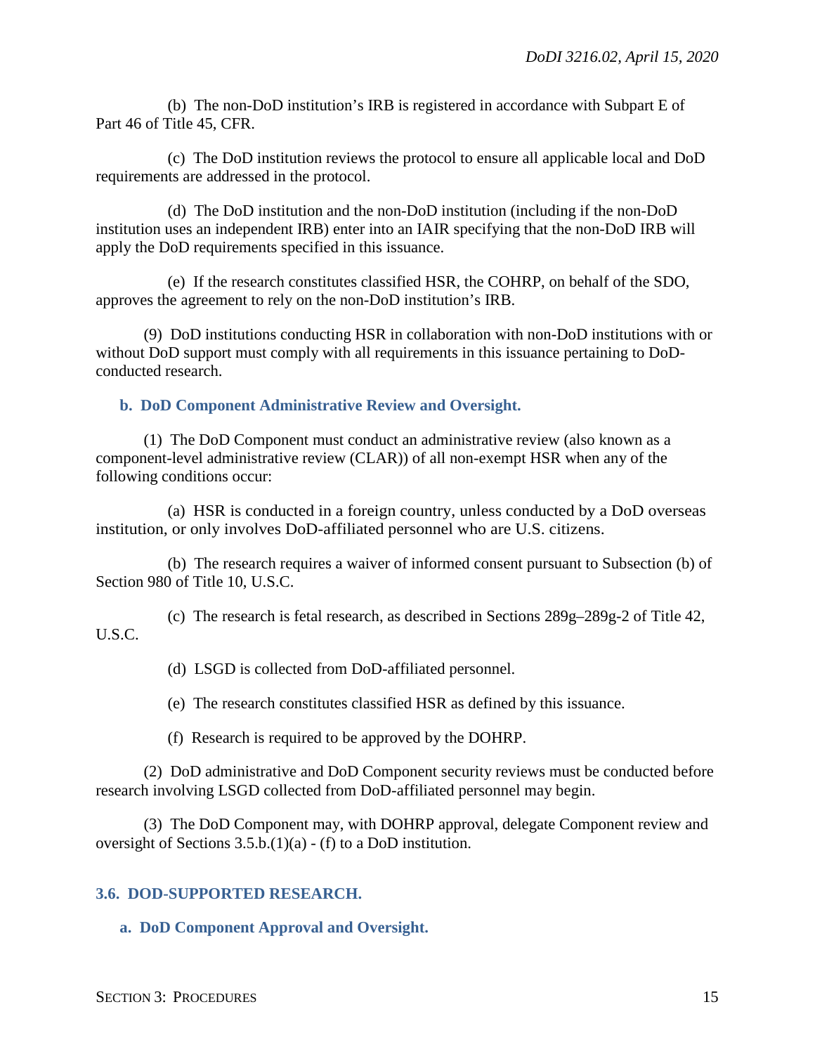(b) The non-DoD institution's IRB is registered in accordance with Subpart E of Part 46 of Title 45, CFR.

(c) The DoD institution reviews the protocol to ensure all applicable local and DoD requirements are addressed in the protocol.

(d) The DoD institution and the non-DoD institution (including if the non-DoD institution uses an independent IRB) enter into an IAIR specifying that the non-DoD IRB will apply the DoD requirements specified in this issuance.

(e) If the research constitutes classified HSR, the COHRP, on behalf of the SDO, approves the agreement to rely on the non-DoD institution's IRB.

(9) DoD institutions conducting HSR in collaboration with non-DoD institutions with or without DoD support must comply with all requirements in this issuance pertaining to DoD-conducted research.

### b. DoD Component Administrative Review and Oversight.

(1) The DoD Component must conduct an administrative review (also known as a component-level administrative review (CLAR)) of all non-exempt HSR when any of the following conditions occur:

(a) HSR is conducted in a foreign country, unless conducted by a DoD overseas institution, or only involves DoD-affiliated personnel who are U.S. citizens.

(b) The research requires a waiver of informed consent pursuant to Subsection (b) of Section 980 of Title 10, U.S.C.

(c) The research is fetal research, as described in Sections 289g–289g-2 of Title 42, U.S.C.

(d) LSGD is collected from DoD-affiliated personnel.

(e) The research constitutes classified HSR as defined by this issuance.

(f) Research is required to be approved by the DOHRP.

(2) DoD administrative and DoD Component security reviews must be conducted before research involving LSGD collected from DoD-affiliated personnel may begin.

(3) The DoD Component may, with DOHRP approval, delegate Component review and oversight of Sections 3.5.b.(1)(a) - (f) to a DoD institution.

## 3.6. DOD-SUPPORTED RESEARCH.

### a. DoD Component Approval and Oversight.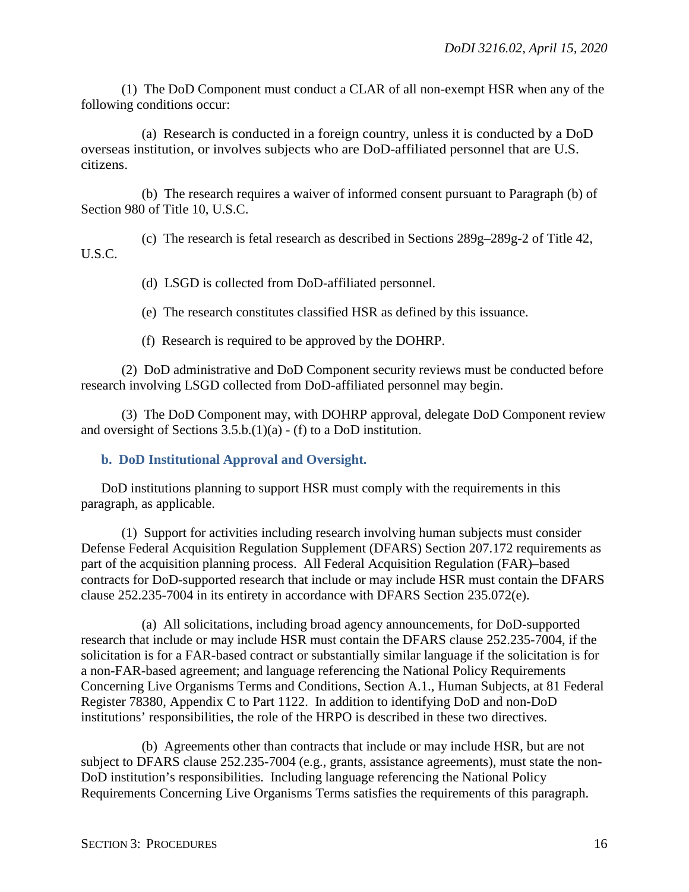(1) The DoD Component must conduct a CLAR of all non-exempt HSR when any of the following conditions occur:

(a) Research is conducted in a foreign country, unless it is conducted by a DoD overseas institution, or involves subjects who are DoD-affiliated personnel that are U.S. citizens.

(b) The research requires a waiver of informed consent pursuant to Paragraph (b) of Section 980 of Title 10, U.S.C.

(c) The research is fetal research as described in Sections 289g–289g-2 of Title 42, U.S.C.

(d) LSGD is collected from DoD-affiliated personnel.

(e) The research constitutes classified HSR as defined by this issuance.

(f) Research is required to be approved by the DOHRP.

(2) DoD administrative and DoD Component security reviews must be conducted before research involving LSGD collected from DoD-affiliated personnel may begin.

(3) The DoD Component may, with DOHRP approval, delegate DoD Component review and oversight of Sections 3.5.b.(1)(a) - (f) to a DoD institution.

### b. DoD Institutional Approval and Oversight.

DoD institutions planning to support HSR must comply with the requirements in this paragraph, as applicable.

(1) Support for activities including research involving human subjects must consider Defense Federal Acquisition Regulation Supplement (DFARS) Section 207.172 requirements as part of the acquisition planning process. All Federal Acquisition Regulation (FAR)–based contracts for DoD-supported research that include or may include HSR must contain the DFARS clause 252.235-7004 in its entirety in accordance with DFARS Section 235.072(e).

(a) All solicitations, including broad agency announcements, for DoD-supported research that include or may include HSR must contain the DFARS clause 252.235-7004, if the solicitation is for a FAR-based contract or substantially similar language if the solicitation is for a non-FAR-based agreement; and language referencing the National Policy Requirements Concerning Live Organisms Terms and Conditions, Section A.1., Human Subjects, at 81 Federal Register 78380, Appendix C to Part 1122. In addition to identifying DoD and non-DoD institutions' responsibilities, the role of the HRPO is described in these two directives.

(b) Agreements other than contracts that include or may include HSR, but are not subject to DFARS clause 252.235-7004 (e.g., grants, assistance agreements), must state the non-DoD institution's responsibilities. Including language referencing the National Policy Requirements Concerning Live Organisms Terms satisfies the requirements of this paragraph.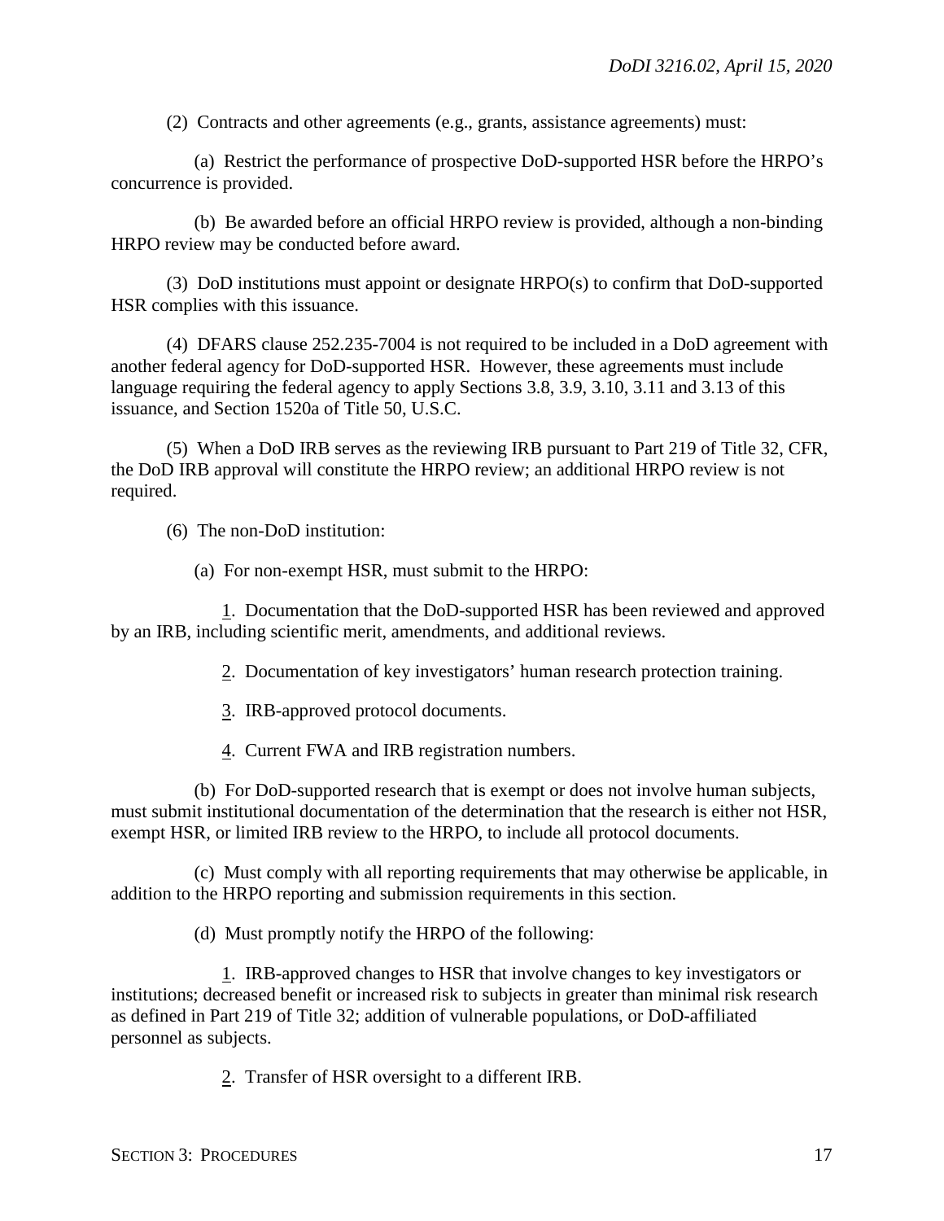(2) Contracts and other agreements (e.g., grants, assistance agreements) must:

(a) Restrict the performance of prospective DoD-supported HSR before the HRPO's concurrence is provided.

(b) Be awarded before an official HRPO review is provided, although a non-binding HRPO review may be conducted before award.

(3) DoD institutions must appoint or designate HRPO(s) to confirm that DoD-supported HSR complies with this issuance.

(4) DFARS clause 252.235-7004 is not required to be included in a DoD agreement with another federal agency for DoD-supported HSR. However, these agreements must include language requiring the federal agency to apply Sections 3.8, 3.9, 3.10, 3.11 and 3.13 of this issuance, and Section 1520a of Title 50, U.S.C.

(5) When a DoD IRB serves as the reviewing IRB pursuant to Part 219 of Title 32, CFR, the DoD IRB approval will constitute the HRPO review; an additional HRPO review is not required.

(6) The non-DoD institution:

(a) For non-exempt HSR, must submit to the HRPO:

1. Documentation that the DoD-supported HSR has been reviewed and approved by an IRB, including scientific merit, amendments, and additional reviews.

2. Documentation of key investigators' human research protection training.

3. IRB-approved protocol documents.

4. Current FWA and IRB registration numbers.

(b) For DoD-supported research that is exempt or does not involve human subjects, must submit institutional documentation of the determination that the research is either not HSR, exempt HSR, or limited IRB review to the HRPO, to include all protocol documents.

(c) Must comply with all reporting requirements that may otherwise be applicable, in addition to the HRPO reporting and submission requirements in this section.

(d) Must promptly notify the HRPO of the following:

1. IRB-approved changes to HSR that involve changes to key investigators or institutions; decreased benefit or increased risk to subjects in greater than minimal risk research as defined in Part 219 of Title 32; addition of vulnerable populations, or DoD-affiliated personnel as subjects.

2. Transfer of HSR oversight to a different IRB.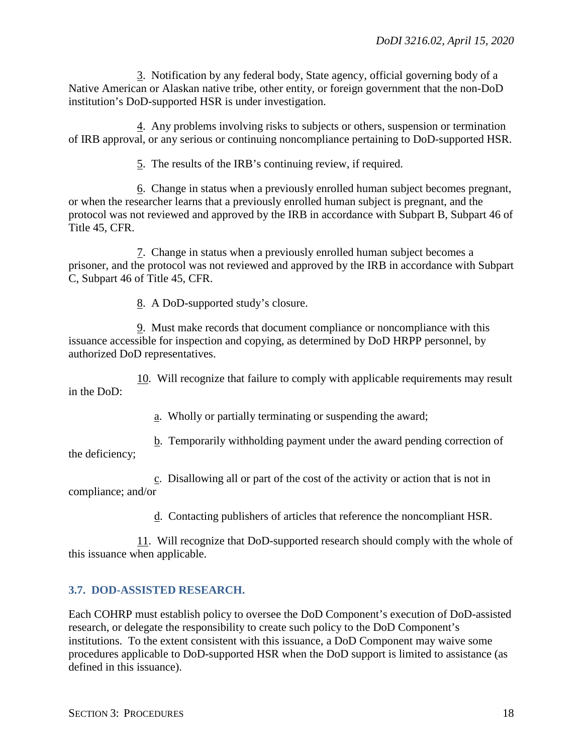3. Notification by any federal body, State agency, official governing body of a Native American or Alaskan native tribe, other entity, or foreign government that the non-DoD institution's DoD-supported HSR is under investigation.

4. Any problems involving risks to subjects or others, suspension or termination of IRB approval, or any serious or continuing noncompliance pertaining to DoD-supported HSR.

5. The results of the IRB's continuing review, if required.

6. Change in status when a previously enrolled human subject becomes pregnant, or when the researcher learns that a previously enrolled human subject is pregnant, and the protocol was not reviewed and approved by the IRB in accordance with Subpart B, Subpart 46 of Title 45, CFR.

7. Change in status when a previously enrolled human subject becomes a prisoner, and the protocol was not reviewed and approved by the IRB in accordance with Subpart C, Subpart 46 of Title 45, CFR.

8. A DoD-supported study's closure.

9. Must make records that document compliance or noncompliance with this issuance accessible for inspection and copying, as determined by DoD HRPP personnel, by authorized DoD representatives.

10. Will recognize that failure to comply with applicable requirements may result in the DoD:

a. Wholly or partially terminating or suspending the award;

b. Temporarily withholding payment under the award pending correction of the deficiency;

c. Disallowing all or part of the cost of the activity or action that is not in compliance; and/or

d. Contacting publishers of articles that reference the noncompliant HSR.

11. Will recognize that DoD-supported research should comply with the whole of this issuance when applicable.

## 3.7. DOD-ASSISTED RESEARCH.

Each COHRP must establish policy to oversee the DoD Component's execution of DoD-assisted research, or delegate the responsibility to create such policy to the DoD Component's institutions. To the extent consistent with this issuance, a DoD Component may waive some procedures applicable to DoD-supported HSR when the DoD support is limited to assistance (as defined in this issuance).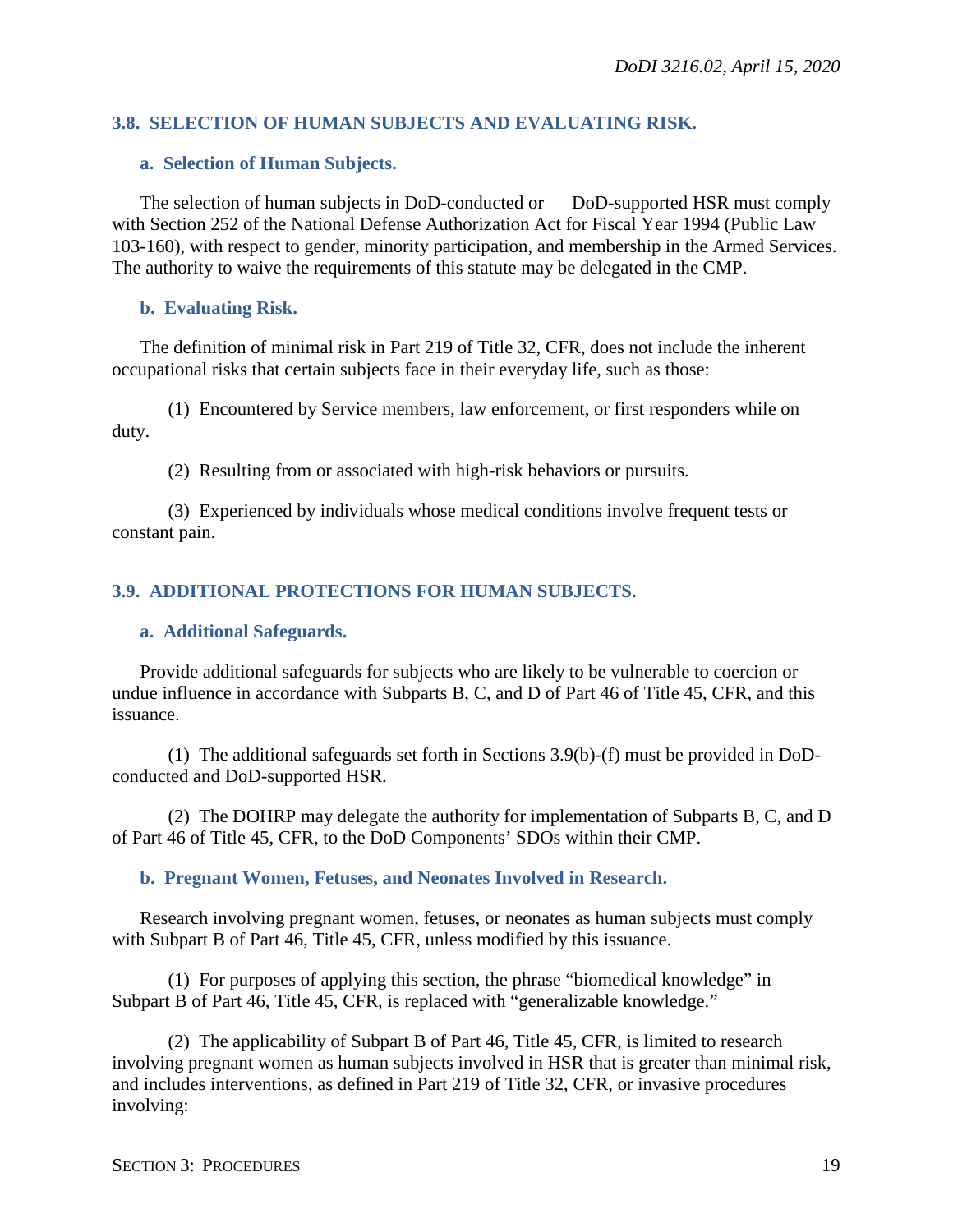### 3.8. SELECTION OF HUMAN SUBJECTS AND EVALUATING RISK.

#### a. Selection of Human Subjects.

The selection of human subjects in DoD-conducted or DoD-supported HSR must comply with Section 252 of the National Defense Authorization Act for Fiscal Year 1994 (Public Law 103-160), with respect to gender, minority participation, and membership in the Armed Services. The authority to waive the requirements of this statute may be delegated in the CMP.

#### b. Evaluating Risk.

The definition of minimal risk in Part 219 of Title 32, CFR, does not include the inherent occupational risks that certain subjects face in their everyday life, such as those:

(1) Encountered by Service members, law enforcement, or first responders while on duty.

(2) Resulting from or associated with high-risk behaviors or pursuits.

(3) Experienced by individuals whose medical conditions involve frequent tests or constant pain.

### 3.9. ADDITIONAL PROTECTIONS FOR HUMAN SUBJECTS.

#### a. Additional Safeguards.

Provide additional safeguards for subjects who are likely to be vulnerable to coercion or undue influence in accordance with Subparts B, C, and D of Part 46 of Title 45, CFR, and this issuance.

(1) The additional safeguards set forth in Sections 3.9(b)-(f) must be provided in DoD-conducted and DoD-supported HSR.

(2) The DOHRP may delegate the authority for implementation of Subparts B, C, and D of Part 46 of Title 45, CFR, to the DoD Components' SDOs within their CMP.

#### b. Pregnant Women, Fetuses, and Neonates Involved in Research.

Research involving pregnant women, fetuses, or neonates as human subjects must comply with Subpart B of Part 46, Title 45, CFR, unless modified by this issuance.

(1) For purposes of applying this section, the phrase "biomedical knowledge" in Subpart B of Part 46, Title 45, CFR, is replaced with "generalizable knowledge."

(2) The applicability of Subpart B of Part 46, Title 45, CFR, is limited to research involving pregnant women as human subjects involved in HSR that is greater than minimal risk, and includes interventions, as defined in Part 219 of Title 32, CFR, or invasive procedures involving: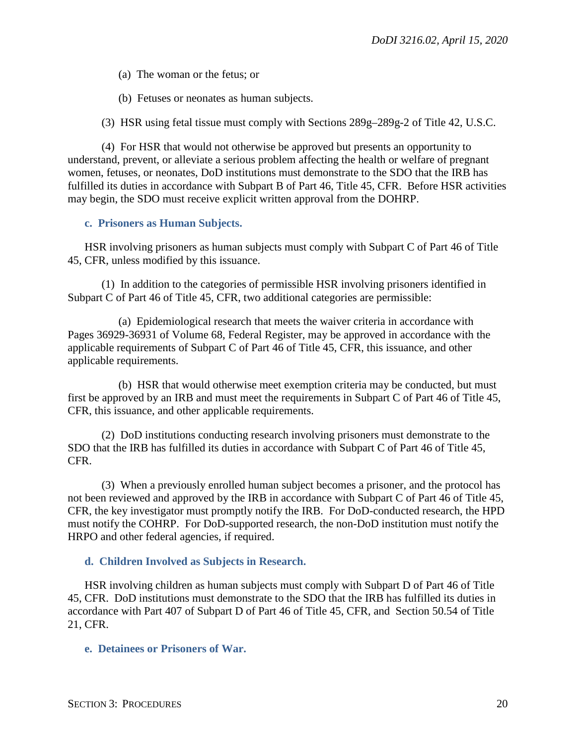(a) The woman or the fetus; or

(b) Fetuses or neonates as human subjects.

(3) HSR using fetal tissue must comply with Sections 289g–289g-2 of Title 42, U.S.C.

(4) For HSR that would not otherwise be approved but presents an opportunity to understand, prevent, or alleviate a serious problem affecting the health or welfare of pregnant women, fetuses, or neonates, DoD institutions must demonstrate to the SDO that the IRB has fulfilled its duties in accordance with Subpart B of Part 46, Title 45, CFR. Before HSR activities may begin, the SDO must receive explicit written approval from the DOHRP.

### c. Prisoners as Human Subjects.

HSR involving prisoners as human subjects must comply with Subpart C of Part 46 of Title 45, CFR, unless modified by this issuance.

(1) In addition to the categories of permissible HSR involving prisoners identified in Subpart C of Part 46 of Title 45, CFR, two additional categories are permissible:

(a) Epidemiological research that meets the waiver criteria in accordance with Pages 36929-36931 of Volume 68, Federal Register, may be approved in accordance with the applicable requirements of Subpart C of Part 46 of Title 45, CFR, this issuance, and other applicable requirements.

(b) HSR that would otherwise meet exemption criteria may be conducted, but must first be approved by an IRB and must meet the requirements in Subpart C of Part 46 of Title 45, CFR, this issuance, and other applicable requirements.

(2) DoD institutions conducting research involving prisoners must demonstrate to the SDO that the IRB has fulfilled its duties in accordance with Subpart C of Part 46 of Title 45, CFR.

(3) When a previously enrolled human subject becomes a prisoner, and the protocol has not been reviewed and approved by the IRB in accordance with Subpart C of Part 46 of Title 45, CFR, the key investigator must promptly notify the IRB. For DoD-conducted research, the HPD must notify the COHRP. For DoD-supported research, the non-DoD institution must notify the HRPO and other federal agencies, if required.

### d. Children Involved as Subjects in Research.

HSR involving children as human subjects must comply with Subpart D of Part 46 of Title 45, CFR. DoD institutions must demonstrate to the SDO that the IRB has fulfilled its duties in accordance with Part 407 of Subpart D of Part 46 of Title 45, CFR, and Section 50.54 of Title 21, CFR.

### e. Detainees or Prisoners of War.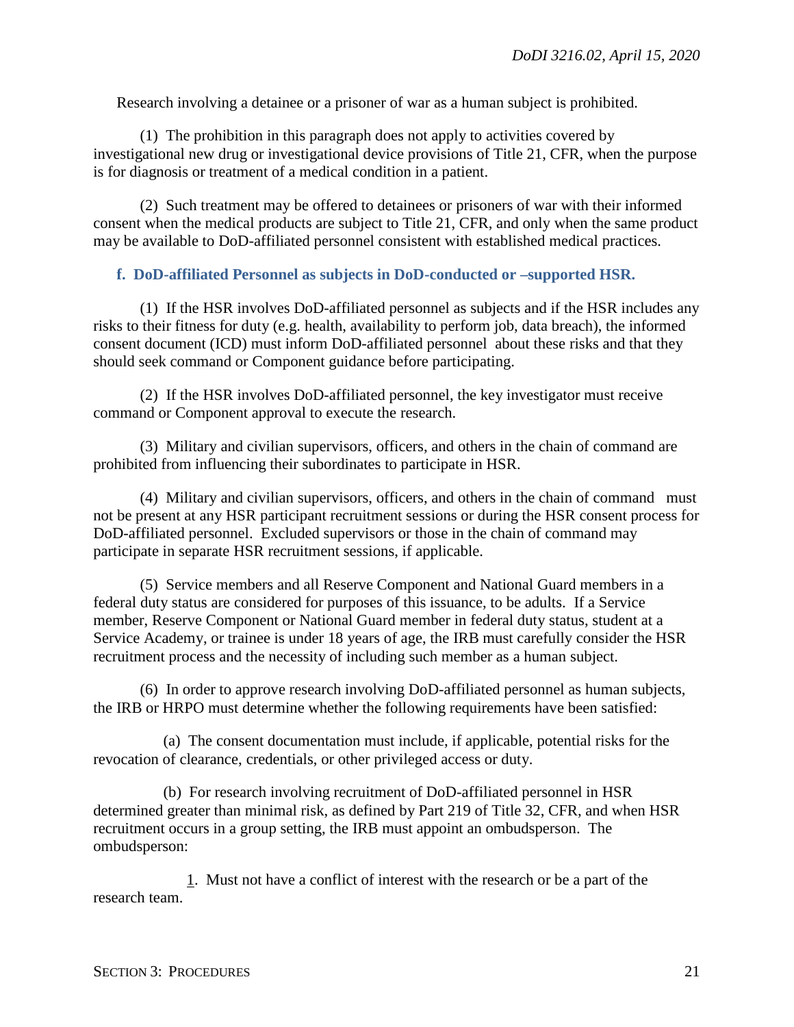Research involving a detainee or a prisoner of war as a human subject is prohibited.

(1) The prohibition in this paragraph does not apply to activities covered by investigational new drug or investigational device provisions of Title 21, CFR, when the purpose is for diagnosis or treatment of a medical condition in a patient.

(2) Such treatment may be offered to detainees or prisoners of war with their informed consent when the medical products are subject to Title 21, CFR, and only when the same product may be available to DoD-affiliated personnel consistent with established medical practices.

**f. DoD-affiliated Personnel as subjects in DoD-conducted or –supported HSR.**

(1) If the HSR involves DoD-affiliated personnel as subjects and if the HSR includes any risks to their fitness for duty (e.g. health, availability to perform job, data breach), the informed consent document (ICD) must inform DoD-affiliated personnel about these risks and that they should seek command or Component guidance before participating.

(2) If the HSR involves DoD-affiliated personnel, the key investigator must receive command or Component approval to execute the research.

(3) Military and civilian supervisors, officers, and others in the chain of command are prohibited from influencing their subordinates to participate in HSR.

(4) Military and civilian supervisors, officers, and others in the chain of command must not be present at any HSR participant recruitment sessions or during the HSR consent process for DoD-affiliated personnel. Excluded supervisors or those in the chain of command may participate in separate HSR recruitment sessions, if applicable.

(5) Service members and all Reserve Component and National Guard members in a federal duty status are considered for purposes of this issuance, to be adults. If a Service member, Reserve Component or National Guard member in federal duty status, student at a Service Academy, or trainee is under 18 years of age, the IRB must carefully consider the HSR recruitment process and the necessity of including such member as a human subject.

(6) In order to approve research involving DoD-affiliated personnel as human subjects, the IRB or HRPO must determine whether the following requirements have been satisfied:

(a) The consent documentation must include, if applicable, potential risks for the revocation of clearance, credentials, or other privileged access or duty.

(b) For research involving recruitment of DoD-affiliated personnel in HSR determined greater than minimal risk, as defined by Part 219 of Title 32, CFR, and when HSR recruitment occurs in a group setting, the IRB must appoint an ombudsperson. The ombudsperson:

1. Must not have a conflict of interest with the research or be a part of the research team.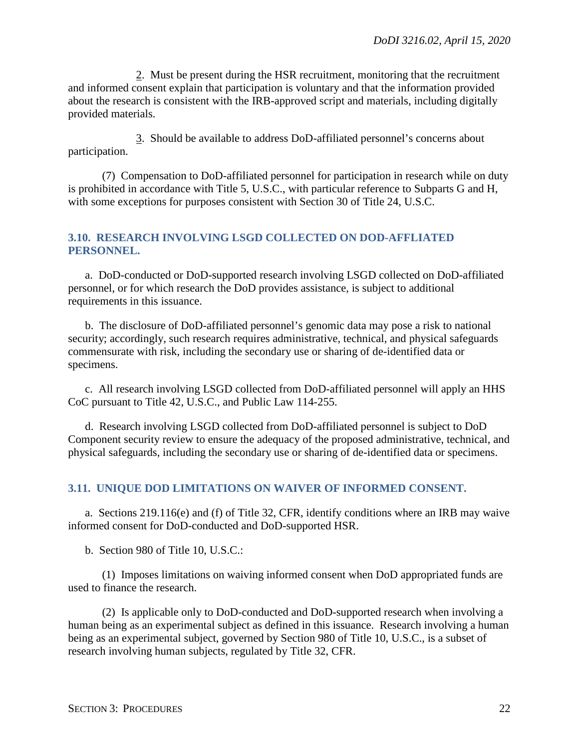2. Must be present during the HSR recruitment, monitoring that the recruitment and informed consent explain that participation is voluntary and that the information provided about the research is consistent with the IRB-approved script and materials, including digitally provided materials.

3. Should be available to address DoD-affiliated personnel's concerns about participation.

(7) Compensation to DoD-affiliated personnel for participation in research while on duty is prohibited in accordance with Title 5, U.S.C., with particular reference to Subparts G and H, with some exceptions for purposes consistent with Section 30 of Title 24, U.S.C.

### 3.10. RESEARCH INVOLVING LSGD COLLECTED ON DOD-AFFLIATED PERSONNEL.

a. DoD-conducted or DoD-supported research involving LSGD collected on DoD-affiliated personnel, or for which research the DoD provides assistance, is subject to additional requirements in this issuance.

b. The disclosure of DoD-affiliated personnel's genomic data may pose a risk to national security; accordingly, such research requires administrative, technical, and physical safeguards commensurate with risk, including the secondary use or sharing of de-identified data or specimens.

c. All research involving LSGD collected from DoD-affiliated personnel will apply an HHS CoC pursuant to Title 42, U.S.C., and Public Law 114-255.

d. Research involving LSGD collected from DoD-affiliated personnel is subject to DoD Component security review to ensure the adequacy of the proposed administrative, technical, and physical safeguards, including the secondary use or sharing of de-identified data or specimens.

### 3.11. UNIQUE DOD LIMITATIONS ON WAIVER OF INFORMED CONSENT.

a. Sections 219.116(e) and (f) of Title 32, CFR, identify conditions where an IRB may waive informed consent for DoD-conducted and DoD-supported HSR.

b. Section 980 of Title 10, U.S.C.:

(1) Imposes limitations on waiving informed consent when DoD appropriated funds are used to finance the research.

(2) Is applicable only to DoD-conducted and DoD-supported research when involving a human being as an experimental subject as defined in this issuance. Research involving a human being as an experimental subject, governed by Section 980 of Title 10, U.S.C., is a subset of research involving human subjects, regulated by Title 32, CFR.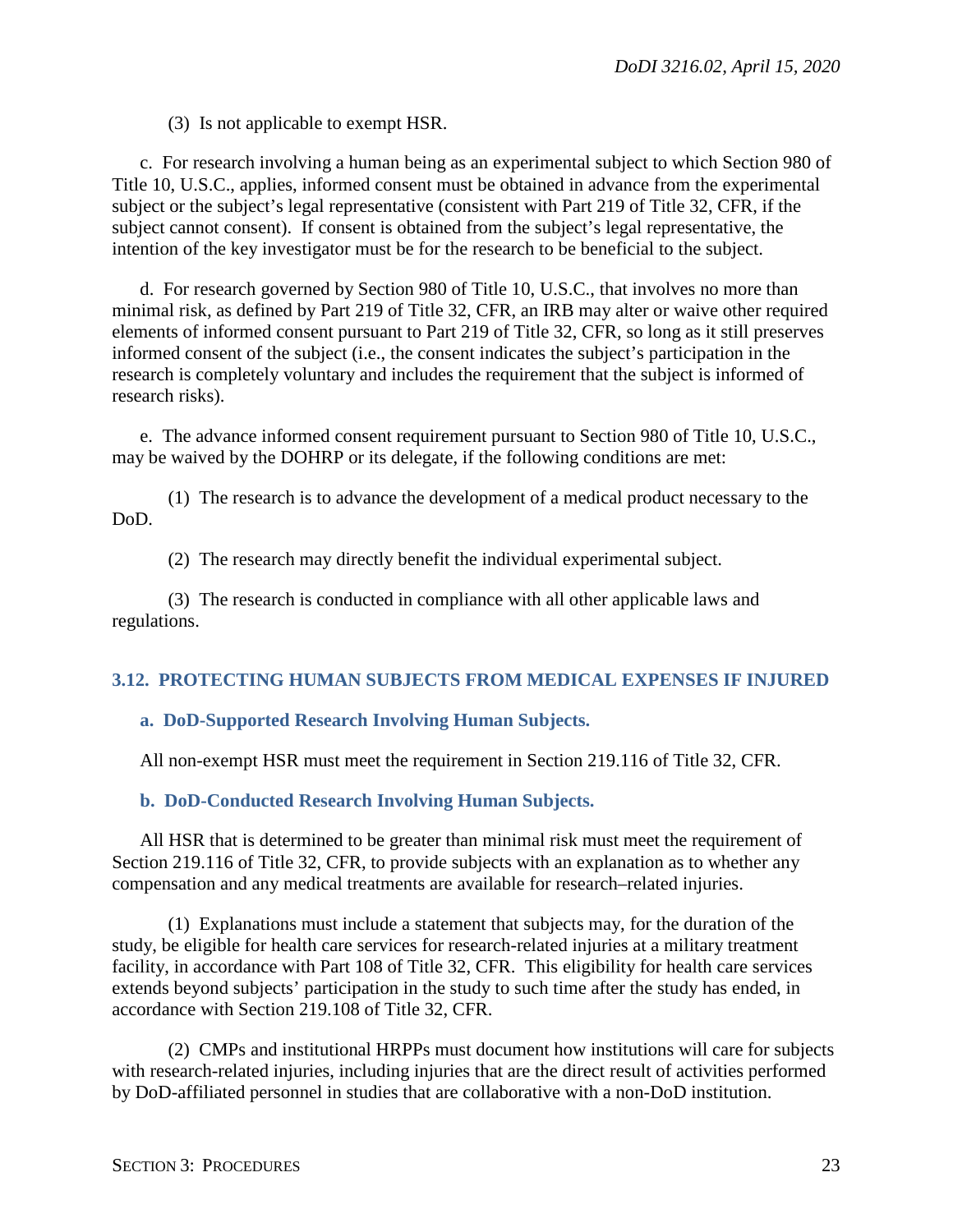(3) Is not applicable to exempt HSR.

c. For research involving a human being as an experimental subject to which Section 980 of Title 10, U.S.C., applies, informed consent must be obtained in advance from the experimental subject or the subject's legal representative (consistent with Part 219 of Title 32, CFR, if the subject cannot consent). If consent is obtained from the subject's legal representative, the intention of the key investigator must be for the research to be beneficial to the subject.

d. For research governed by Section 980 of Title 10, U.S.C., that involves no more than minimal risk, as defined by Part 219 of Title 32, CFR, an IRB may alter or waive other required elements of informed consent pursuant to Part 219 of Title 32, CFR, so long as it still preserves informed consent of the subject (i.e., the consent indicates the subject's participation in the research is completely voluntary and includes the requirement that the subject is informed of research risks).

e. The advance informed consent requirement pursuant to Section 980 of Title 10, U.S.C., may be waived by the DOHRP or its delegate, if the following conditions are met:

(1) The research is to advance the development of a medical product necessary to the DoD.

(2) The research may directly benefit the individual experimental subject.

(3) The research is conducted in compliance with all other applicable laws and regulations.

## 3.12. PROTECTING HUMAN SUBJECTS FROM MEDICAL EXPENSES IF INJURED

### a. DoD-Supported Research Involving Human Subjects.

All non-exempt HSR must meet the requirement in Section 219.116 of Title 32, CFR.

### b. DoD-Conducted Research Involving Human Subjects.

All HSR that is determined to be greater than minimal risk must meet the requirement of Section 219.116 of Title 32, CFR, to provide subjects with an explanation as to whether any compensation and any medical treatments are available for research–related injuries.

(1) Explanations must include a statement that subjects may, for the duration of the study, be eligible for health care services for research-related injuries at a military treatment facility, in accordance with Part 108 of Title 32, CFR. This eligibility for health care services extends beyond subjects' participation in the study to such time after the study has ended, in accordance with Section 219.108 of Title 32, CFR.

(2) CMPs and institutional HRPPs must document how institutions will care for subjects with research-related injuries, including injuries that are the direct result of activities performed by DoD-affiliated personnel in studies that are collaborative with a non-DoD institution.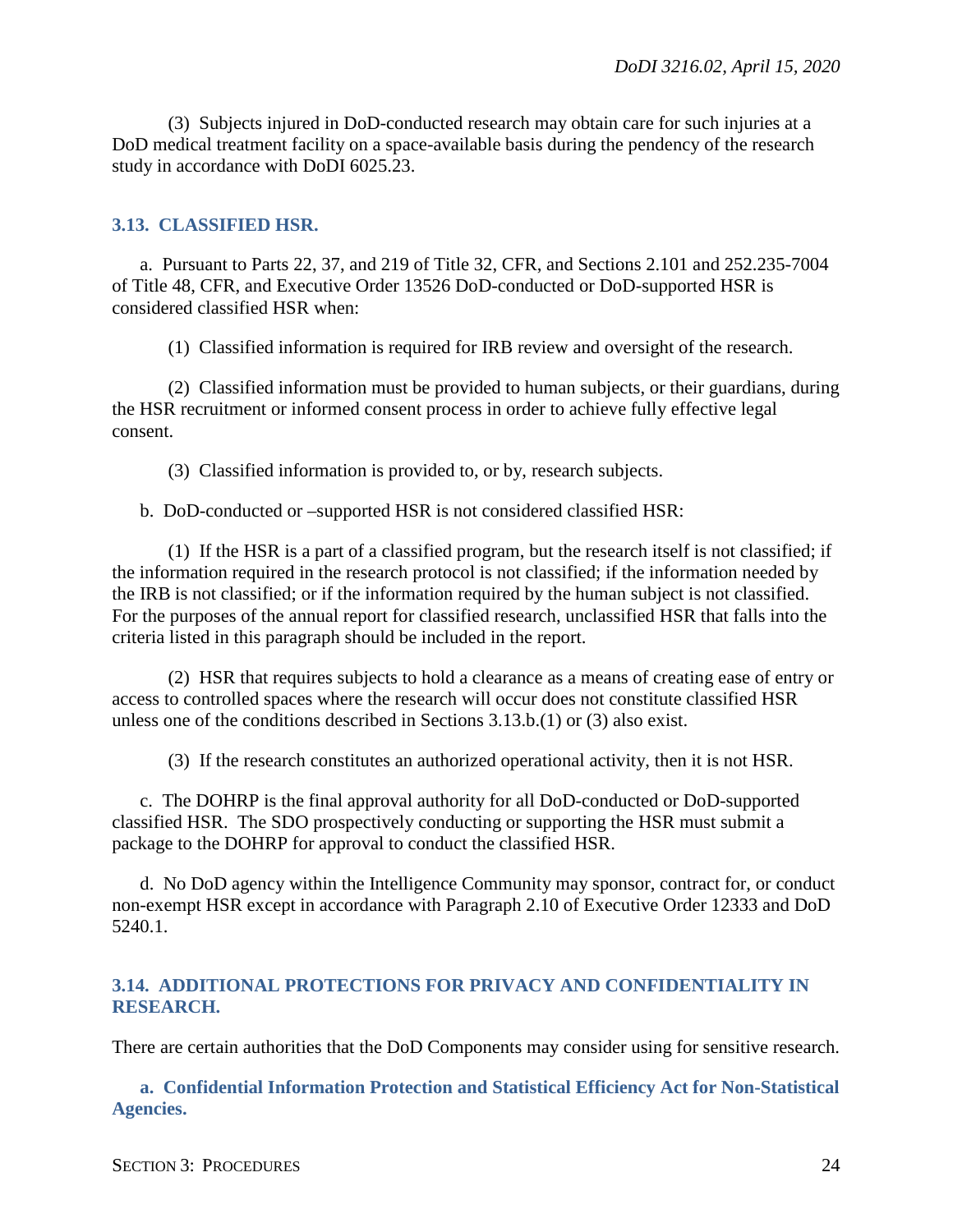(3) Subjects injured in DoD-conducted research may obtain care for such injuries at a DoD medical treatment facility on a space-available basis during the pendency of the research study in accordance with DoDI 6025.23.

## 3.13. CLASSIFIED HSR.

a. Pursuant to Parts 22, 37, and 219 of Title 32, CFR, and Sections 2.101 and 252.235-7004 of Title 48, CFR, and Executive Order 13526 DoD-conducted or DoD-supported HSR is considered classified HSR when:

(1) Classified information is required for IRB review and oversight of the research.

(2) Classified information must be provided to human subjects, or their guardians, during the HSR recruitment or informed consent process in order to achieve fully effective legal consent.

(3) Classified information is provided to, or by, research subjects.

b. DoD-conducted or –supported HSR is not considered classified HSR:

(1) If the HSR is a part of a classified program, but the research itself is not classified; if the information required in the research protocol is not classified; if the information needed by the IRB is not classified; or if the information required by the human subject is not classified. For the purposes of the annual report for classified research, unclassified HSR that falls into the criteria listed in this paragraph should be included in the report.

(2) HSR that requires subjects to hold a clearance as a means of creating ease of entry or access to controlled spaces where the research will occur does not constitute classified HSR unless one of the conditions described in Sections 3.13.b.(1) or (3) also exist.

(3) If the research constitutes an authorized operational activity, then it is not HSR.

c. The DOHRP is the final approval authority for all DoD-conducted or DoD-supported classified HSR. The SDO prospectively conducting or supporting the HSR must submit a package to the DOHRP for approval to conduct the classified HSR.

d. No DoD agency within the Intelligence Community may sponsor, contract for, or conduct non-exempt HSR except in accordance with Paragraph 2.10 of Executive Order 12333 and DoD 5240.1.

## 3.14. ADDITIONAL PROTECTIONS FOR PRIVACY AND CONFIDENTIALITY IN RESEARCH.

There are certain authorities that the DoD Components may consider using for sensitive research.

### a. Confidential Information Protection and Statistical Efficiency Act for Non-Statistical Agencies.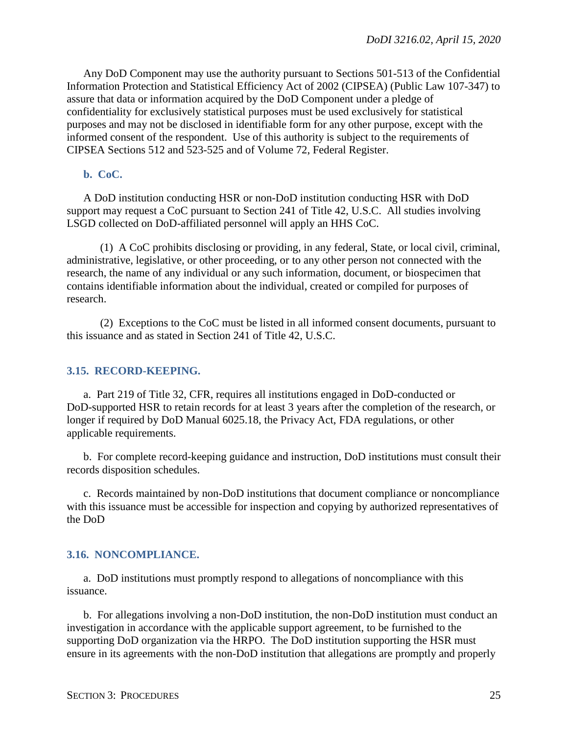Any DoD Component may use the authority pursuant to Sections 501-513 of the Confidential Information Protection and Statistical Efficiency Act of 2002 (CIPSEA) (Public Law 107-347) to assure that data or information acquired by the DoD Component under a pledge of confidentiality for exclusively statistical purposes must be used exclusively for statistical purposes and may not be disclosed in identifiable form for any other purpose, except with the informed consent of the respondent. Use of this authority is subject to the requirements of CIPSEA Sections 512 and 523-525 and of Volume 72, Federal Register.

**b. CoC.**

A DoD institution conducting HSR or non-DoD institution conducting HSR with DoD support may request a CoC pursuant to Section 241 of Title 42, U.S.C. All studies involving LSGD collected on DoD-affiliated personnel will apply an HHS CoC.

(1) A CoC prohibits disclosing or providing, in any federal, State, or local civil, criminal, administrative, legislative, or other proceeding, or to any other person not connected with the research, the name of any individual or any such information, document, or biospecimen that contains identifiable information about the individual, created or compiled for purposes of research.

(2) Exceptions to the CoC must be listed in all informed consent documents, pursuant to this issuance and as stated in Section 241 of Title 42, U.S.C.

### 3.15. RECORD-KEEPING.

a. Part 219 of Title 32, CFR, requires all institutions engaged in DoD-conducted or DoD-supported HSR to retain records for at least 3 years after the completion of the research, or longer if required by DoD Manual 6025.18, the Privacy Act, FDA regulations, or other applicable requirements.

b. For complete record-keeping guidance and instruction, DoD institutions must consult their records disposition schedules.

c. Records maintained by non-DoD institutions that document compliance or noncompliance with this issuance must be accessible for inspection and copying by authorized representatives of the DoD

### 3.16. NONCOMPLIANCE.

a. DoD institutions must promptly respond to allegations of noncompliance with this issuance.

b. For allegations involving a non-DoD institution, the non-DoD institution must conduct an investigation in accordance with the applicable support agreement, to be furnished to the supporting DoD organization via the HRPO. The DoD institution supporting the HSR must ensure in its agreements with the non-DoD institution that allegations are promptly and properly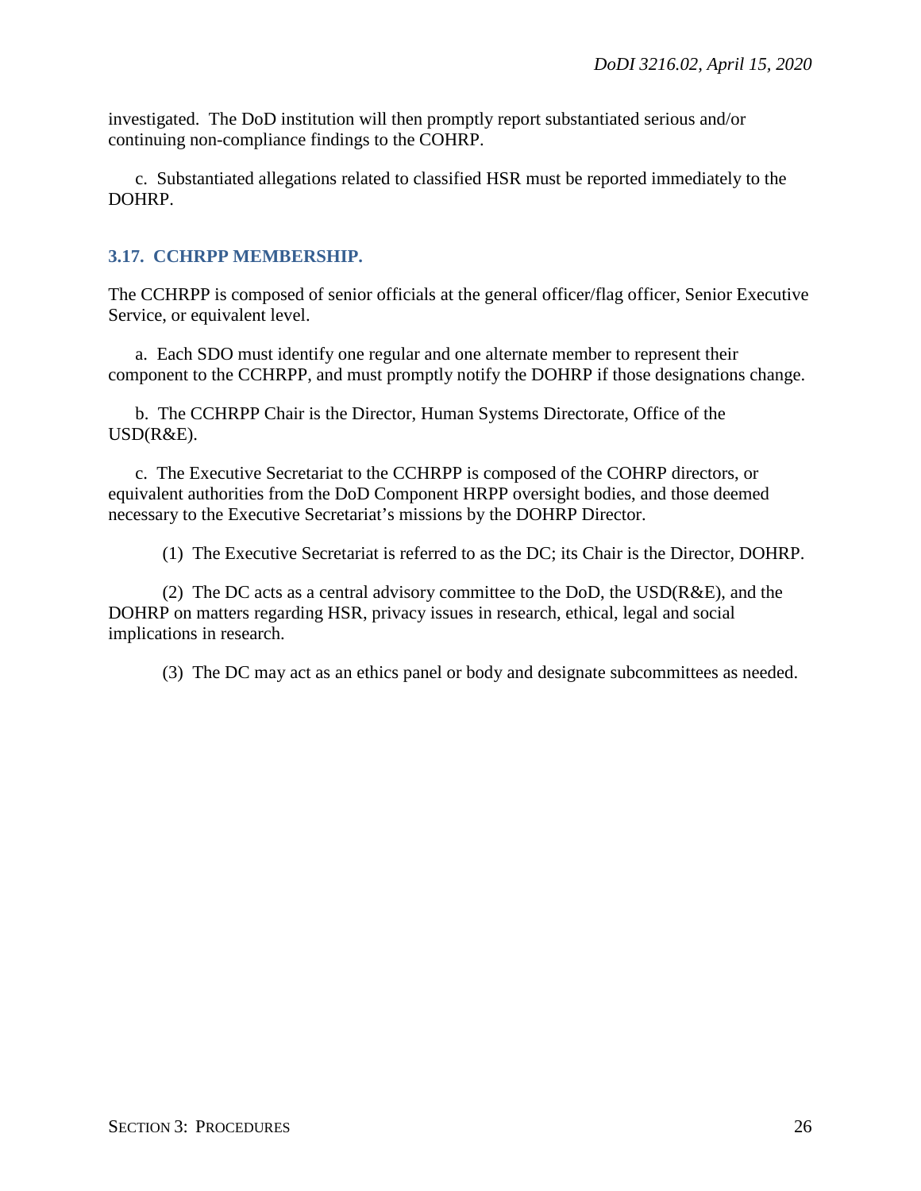investigated. The DoD institution will then promptly report substantiated serious and/or continuing non-compliance findings to the COHRP.

c. Substantiated allegations related to classified HSR must be reported immediately to the DOHRP.

## 3.17. CCHRPP MEMBERSHIP.

The CCHRPP is composed of senior officials at the general officer/flag officer, Senior Executive Service, or equivalent level.

a. Each SDO must identify one regular and one alternate member to represent their component to the CCHRPP, and must promptly notify the DOHRP if those designations change.

b. The CCHRPP Chair is the Director, Human Systems Directorate, Office of the USD(R&E).

c. The Executive Secretariat to the CCHRPP is composed of the COHRP directors, or equivalent authorities from the DoD Component HRPP oversight bodies, and those deemed necessary to the Executive Secretariat's missions by the DOHRP Director.

(1) The Executive Secretariat is referred to as the DC; its Chair is the Director, DOHRP.

(2) The DC acts as a central advisory committee to the DoD, the USD(R&E), and the DOHRP on matters regarding HSR, privacy issues in research, ethical, legal and social implications in research.

(3) The DC may act as an ethics panel or body and designate subcommittees as needed.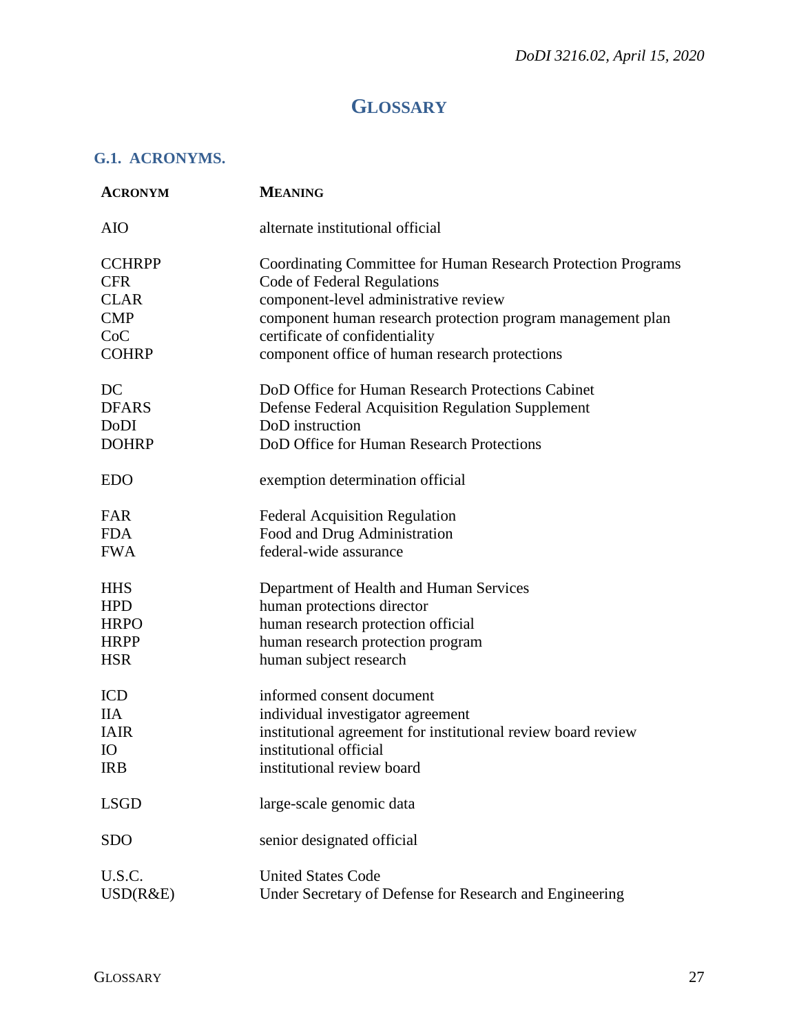# GLOSSARY

## G.1. ACRONYMS.

| ACRONYM | MEANING |
|---|---|
| AIO | alternate institutional official |
| CCHRPP | Coordinating Committee for Human Research Protection Programs |
| CFR | Code of Federal Regulations |
| CLAR | component-level administrative review |
| CMP | component human research protection program management plan |
| CoC | certificate of confidentiality |
| COHRP | component office of human research protections |
| DC | DoD Office for Human Research Protections Cabinet |
| DFARS | Defense Federal Acquisition Regulation Supplement |
| DoDI | DoD instruction |
| DOHRP | DoD Office for Human Research Protections |
| EDO | exemption determination official |
| FAR | Federal Acquisition Regulation |
| FDA | Food and Drug Administration |
| FWA | federal-wide assurance |
| HHS | Department of Health and Human Services |
| HPD | human protections director |
| HRPO | human research protection official |
| HRPP | human research protection program |
| HSR | human subject research |
| ICD | informed consent document |
| IIA | individual investigator agreement |
| IAIR | institutional agreement for institutional review board review |
| IO | institutional official |
| IRB | institutional review board |
| LSGD | large-scale genomic data |
| SDO | senior designated official |
| U.S.C. | United States Code |
| USD(R&E) | Under Secretary of Defense for Research and Engineering |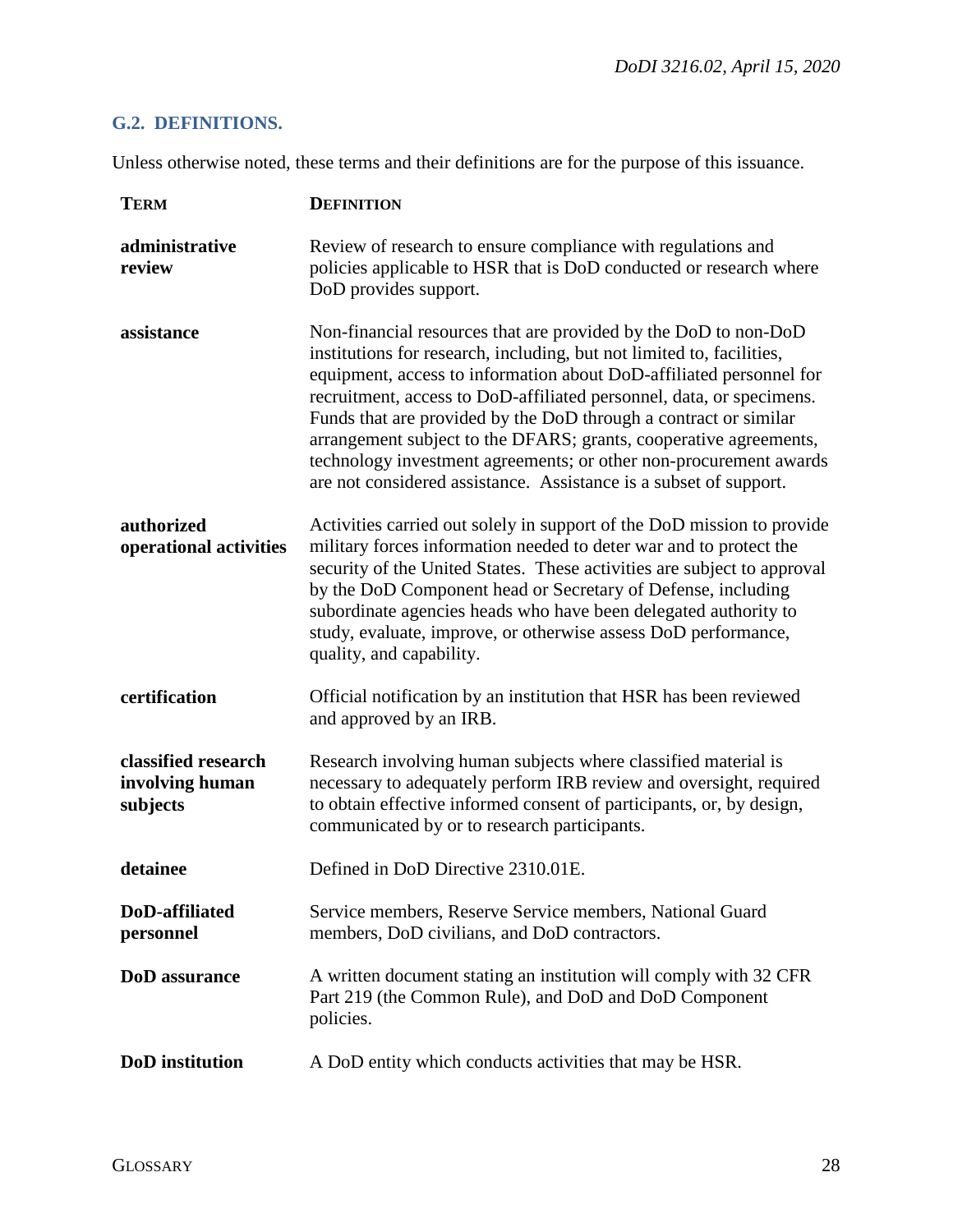## G.2. DEFINITIONS.

Unless otherwise noted, these terms and their definitions are for the purpose of this issuance.

| TERM | DEFINITION |
| --- | --- |
| **administrative review** | Review of research to ensure compliance with regulations and policies applicable to HSR that is DoD conducted or research where DoD provides support. |
| **assistance** | Non-financial resources that are provided by the DoD to non-DoD institutions for research, including, but not limited to, facilities, equipment, access to information about DoD-affiliated personnel for recruitment, access to DoD-affiliated personnel, data, or specimens. Funds that are provided by the DoD through a contract or similar arrangement subject to the DFARS; grants, cooperative agreements, technology investment agreements; or other non-procurement awards are not considered assistance. Assistance is a subset of support. |
| **authorized operational activities** | Activities carried out solely in support of the DoD mission to provide military forces information needed to deter war and to protect the security of the United States. These activities are subject to approval by the DoD Component head or Secretary of Defense, including subordinate agencies heads who have been delegated authority to study, evaluate, improve, or otherwise assess DoD performance, quality, and capability. |
| **certification** | Official notification by an institution that HSR has been reviewed and approved by an IRB. |
| **classified research involving human subjects** | Research involving human subjects where classified material is necessary to adequately perform IRB review and oversight, required to obtain effective informed consent of participants, or, by design, communicated by or to research participants. |
| **detainee** | Defined in DoD Directive 2310.01E. |
| **DoD-affiliated personnel** | Service members, Reserve Service members, National Guard members, DoD civilians, and DoD contractors. |
| **DoD assurance** | A written document stating an institution will comply with 32 CFR Part 219 (the Common Rule), and DoD and DoD Component policies. |
| **DoD institution** | A DoD entity which conducts activities that may be HSR. |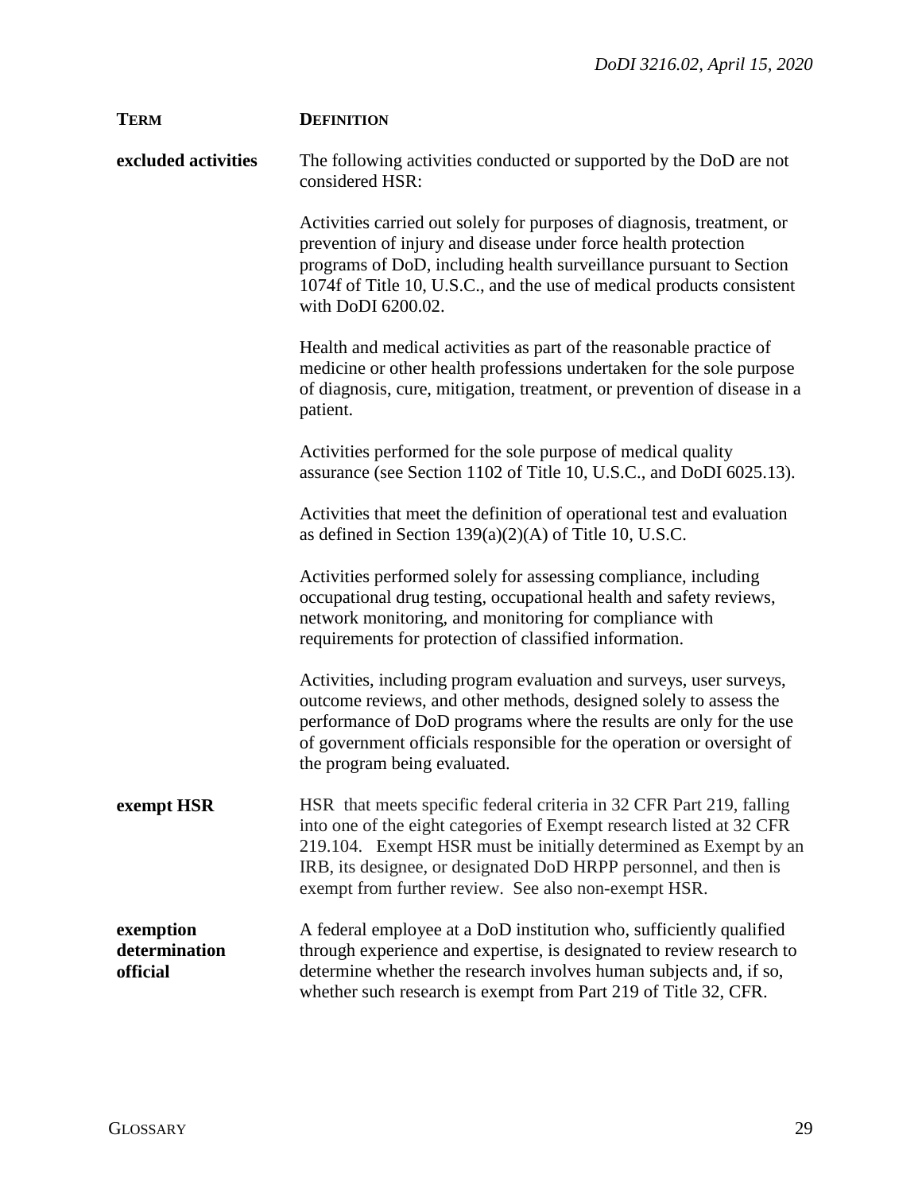| TERM | DEFINITION |
|---|---|
| **excluded activities** | The following activities conducted or supported by the DoD are not considered HSR:<br><br>Activities carried out solely for purposes of diagnosis, treatment, or prevention of injury and disease under force health protection programs of DoD, including health surveillance pursuant to Section 1074f of Title 10, U.S.C., and the use of medical products consistent with DoDI 6200.02.<br><br>Health and medical activities as part of the reasonable practice of medicine or other health professions undertaken for the sole purpose of diagnosis, cure, mitigation, treatment, or prevention of disease in a patient.<br><br>Activities performed for the sole purpose of medical quality assurance (see Section 1102 of Title 10, U.S.C., and DoDI 6025.13).<br><br>Activities that meet the definition of operational test and evaluation as defined in Section 139(a)(2)(A) of Title 10, U.S.C.<br><br>Activities performed solely for assessing compliance, including occupational drug testing, occupational health and safety reviews, network monitoring, and monitoring for compliance with requirements for protection of classified information.<br><br>Activities, including program evaluation and surveys, user surveys, outcome reviews, and other methods, designed solely to assess the performance of DoD programs where the results are only for the use of government officials responsible for the operation or oversight of the program being evaluated. |
| **exempt HSR** | HSR that meets specific federal criteria in 32 CFR Part 219, falling into one of the eight categories of Exempt research listed at 32 CFR 219.104. Exempt HSR must be initially determined as Exempt by an IRB, its designee, or designated DoD HRPP personnel, and then is exempt from further review. See also non-exempt HSR. |
| **exemption determination official** | A federal employee at a DoD institution who, sufficiently qualified through experience and expertise, is designated to review research to determine whether the research involves human subjects and, if so, whether such research is exempt from Part 219 of Title 32, CFR. |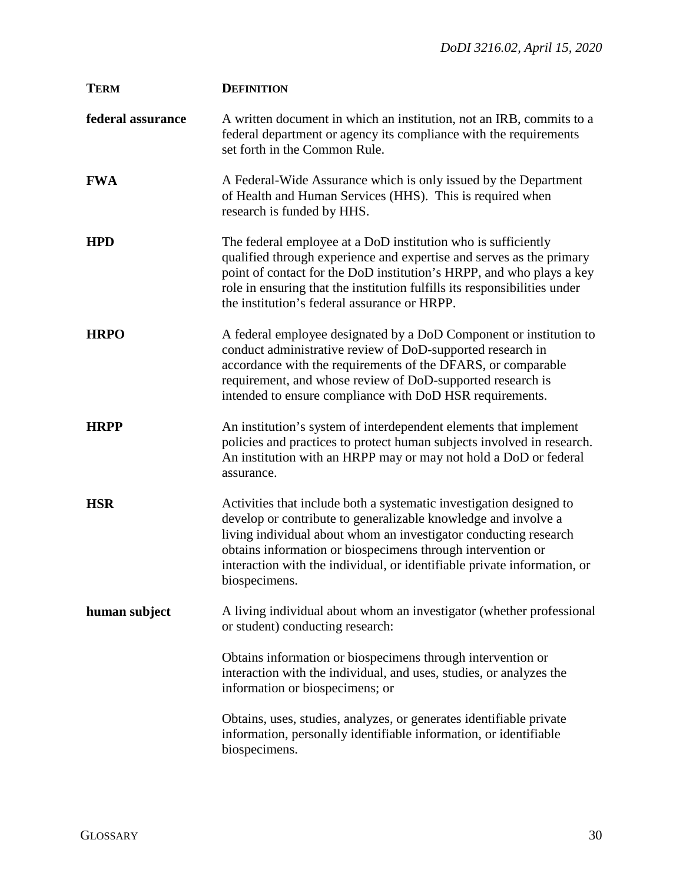| TERM | DEFINITION |
|---|---|
| **federal assurance** | A written document in which an institution, not an IRB, commits to a federal department or agency its compliance with the requirements set forth in the Common Rule. |
| **FWA** | A Federal-Wide Assurance which is only issued by the Department of Health and Human Services (HHS). This is required when research is funded by HHS. |
| **HPD** | The federal employee at a DoD institution who is sufficiently qualified through experience and expertise and serves as the primary point of contact for the DoD institution's HRPP, and who plays a key role in ensuring that the institution fulfills its responsibilities under the institution's federal assurance or HRPP. |
| **HRPO** | A federal employee designated by a DoD Component or institution to conduct administrative review of DoD-supported research in accordance with the requirements of the DFARS, or comparable requirement, and whose review of DoD-supported research is intended to ensure compliance with DoD HSR requirements. |
| **HRPP** | An institution's system of interdependent elements that implement policies and practices to protect human subjects involved in research. An institution with an HRPP may or may not hold a DoD or federal assurance. |
| **HSR** | Activities that include both a systematic investigation designed to develop or contribute to generalizable knowledge and involve a living individual about whom an investigator conducting research obtains information or biospecimens through intervention or interaction with the individual, or identifiable private information, or biospecimens. |
| **human subject** | A living individual about whom an investigator (whether professional or student) conducting research:<br><br>Obtains information or biospecimens through intervention or interaction with the individual, and uses, studies, or analyzes the information or biospecimens; or<br><br>Obtains, uses, studies, analyzes, or generates identifiable private information, personally identifiable information, or identifiable biospecimens. |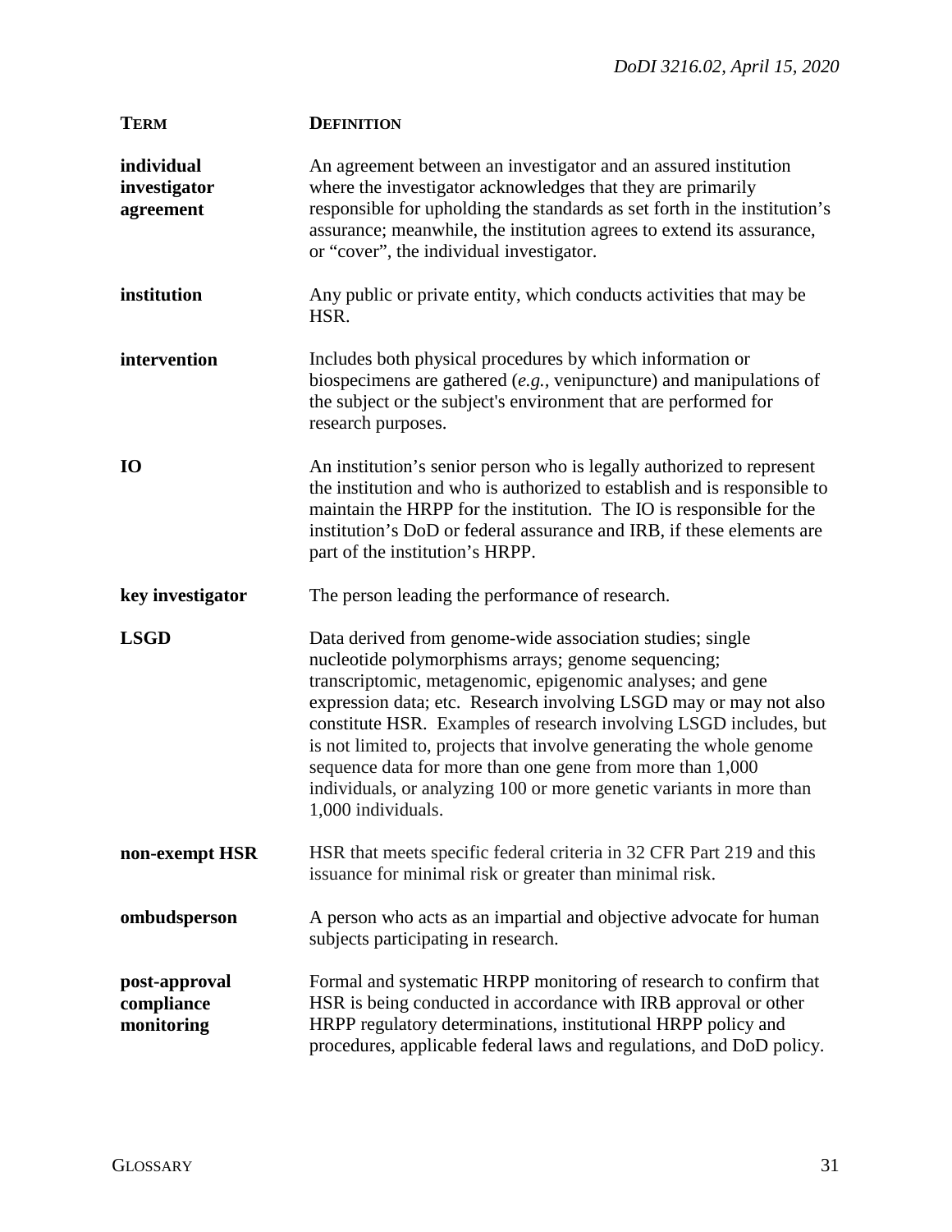| TERM | DEFINITION |
|---|---|
| **individual investigator agreement** | An agreement between an investigator and an assured institution where the investigator acknowledges that they are primarily responsible for upholding the standards as set forth in the institution's assurance; meanwhile, the institution agrees to extend its assurance, or "cover", the individual investigator. |
| **institution** | Any public or private entity, which conducts activities that may be HSR. |
| **intervention** | Includes both physical procedures by which information or biospecimens are gathered (*e.g.,* venipuncture) and manipulations of the subject or the subject's environment that are performed for research purposes. |
| **IO** | An institution's senior person who is legally authorized to represent the institution and who is authorized to establish and is responsible to maintain the HRPP for the institution. The IO is responsible for the institution's DoD or federal assurance and IRB, if these elements are part of the institution's HRPP. |
| **key investigator** | The person leading the performance of research. |
| **LSGD** | Data derived from genome-wide association studies; single nucleotide polymorphisms arrays; genome sequencing; transcriptomic, metagenomic, epigenomic analyses; and gene expression data; etc. Research involving LSGD may or may not also constitute HSR. Examples of research involving LSGD includes, but is not limited to, projects that involve generating the whole genome sequence data for more than one gene from more than 1,000 individuals, or analyzing 100 or more genetic variants in more than 1,000 individuals. |
| **non-exempt HSR** | HSR that meets specific federal criteria in 32 CFR Part 219 and this issuance for minimal risk or greater than minimal risk. |
| **ombudsperson** | A person who acts as an impartial and objective advocate for human subjects participating in research. |
| **post-approval compliance monitoring** | Formal and systematic HRPP monitoring of research to confirm that HSR is being conducted in accordance with IRB approval or other HRPP regulatory determinations, institutional HRPP policy and procedures, applicable federal laws and regulations, and DoD policy. |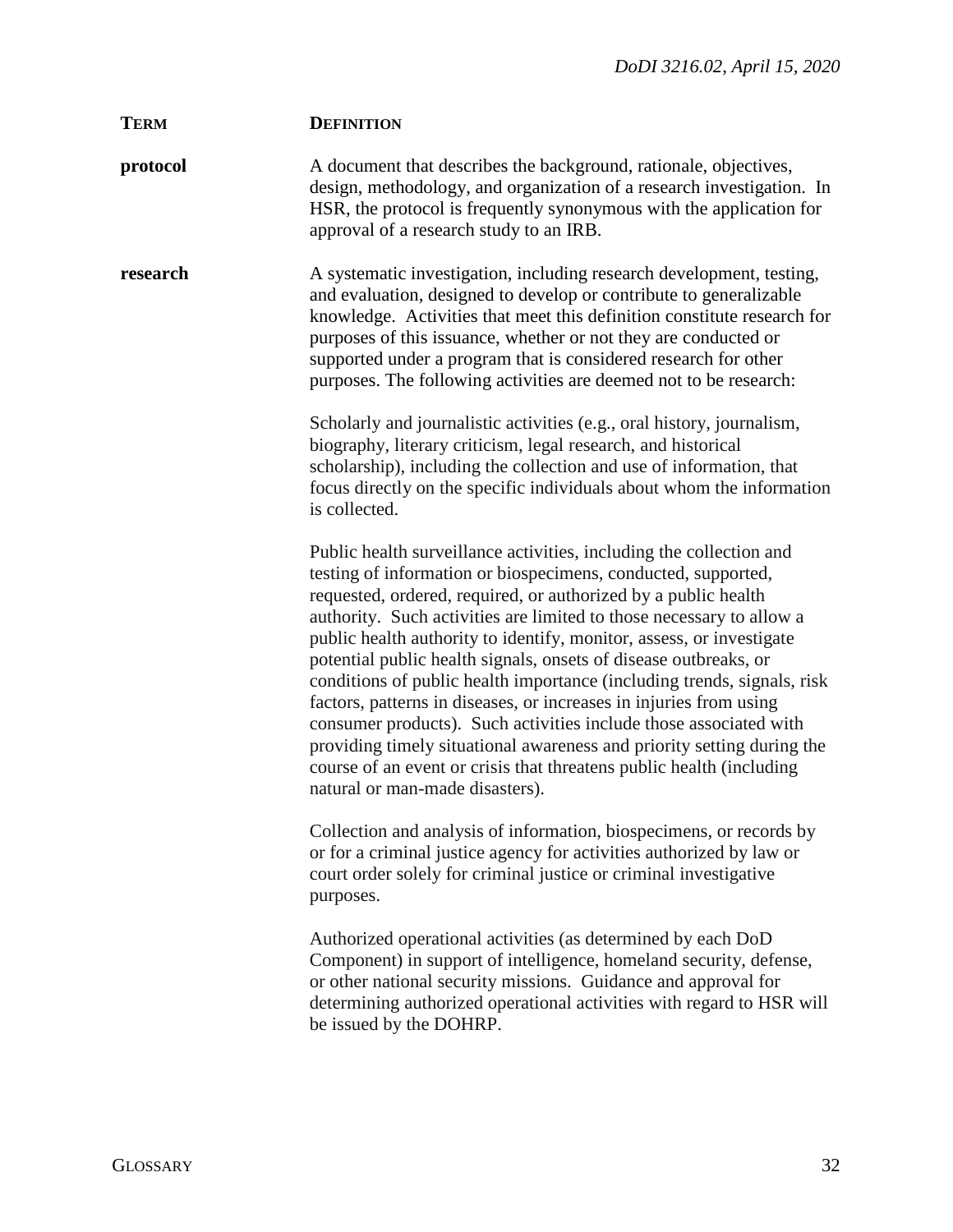| **TERM** | **DEFINITION** |
| --- | --- |
| **protocol** | A document that describes the background, rationale, objectives, design, methodology, and organization of a research investigation. In HSR, the protocol is frequently synonymous with the application for approval of a research study to an IRB. |
| **research** | A systematic investigation, including research development, testing, and evaluation, designed to develop or contribute to generalizable knowledge. Activities that meet this definition constitute research for purposes of this issuance, whether or not they are conducted or supported under a program that is considered research for other purposes. The following activities are deemed not to be research:<br><br>Scholarly and journalistic activities (e.g., oral history, journalism, biography, literary criticism, legal research, and historical scholarship), including the collection and use of information, that focus directly on the specific individuals about whom the information is collected.<br><br>Public health surveillance activities, including the collection and testing of information or biospecimens, conducted, supported, requested, ordered, required, or authorized by a public health authority. Such activities are limited to those necessary to allow a public health authority to identify, monitor, assess, or investigate potential public health signals, onsets of disease outbreaks, or conditions of public health importance (including trends, signals, risk factors, patterns in diseases, or increases in injuries from using consumer products). Such activities include those associated with providing timely situational awareness and priority setting during the course of an event or crisis that threatens public health (including natural or man-made disasters).<br><br>Collection and analysis of information, biospecimens, or records by or for a criminal justice agency for activities authorized by law or court order solely for criminal justice or criminal investigative purposes.<br><br>Authorized operational activities (as determined by each DoD Component) in support of intelligence, homeland security, defense, or other national security missions. Guidance and approval for determining authorized operational activities with regard to HSR will be issued by the DOHRP. |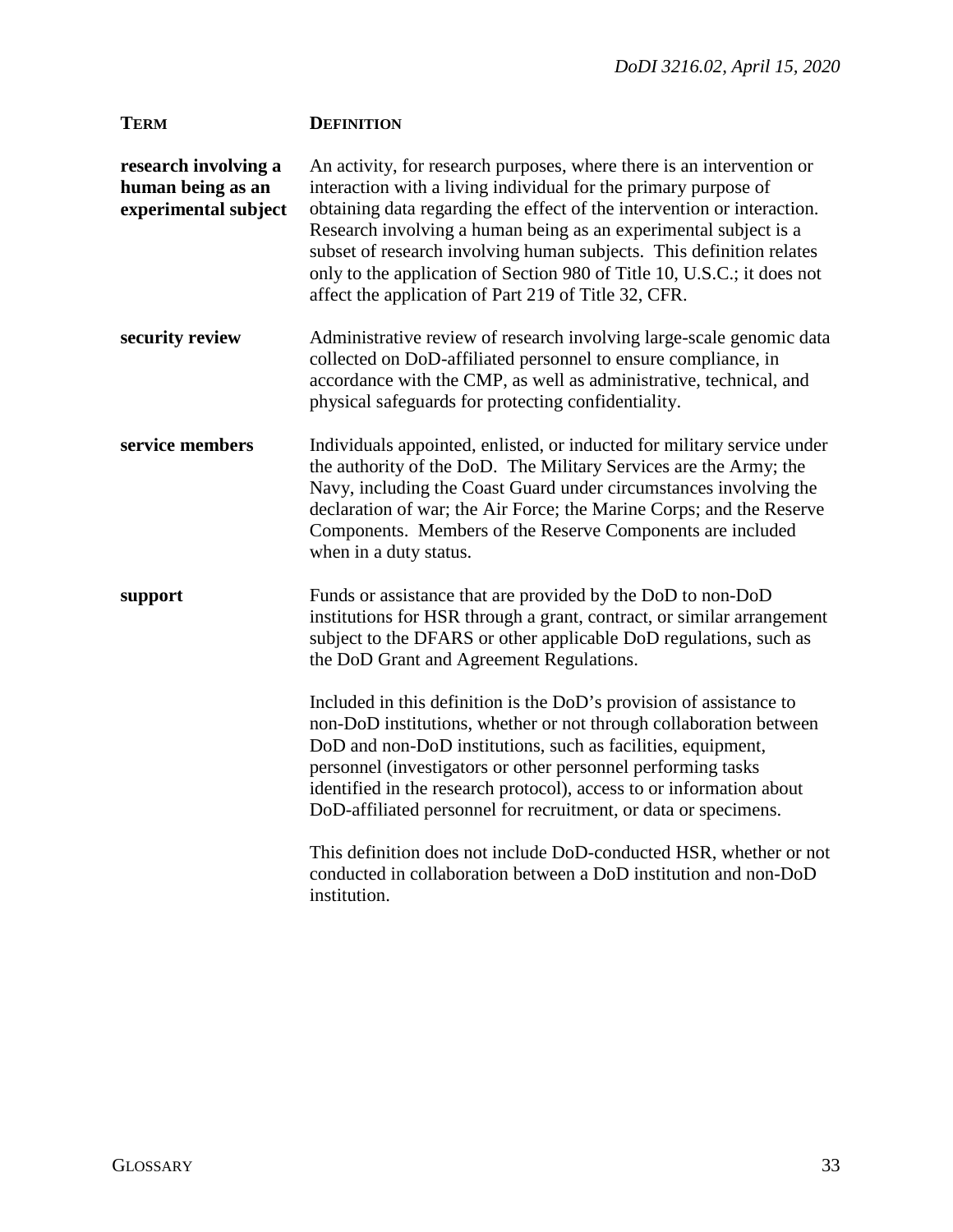| TERM | DEFINITION |
|---|---|
| **research involving a human being as an experimental subject** | An activity, for research purposes, where there is an intervention or interaction with a living individual for the primary purpose of obtaining data regarding the effect of the intervention or interaction. Research involving a human being as an experimental subject is a subset of research involving human subjects. This definition relates only to the application of Section 980 of Title 10, U.S.C.; it does not affect the application of Part 219 of Title 32, CFR. |
| **security review** | Administrative review of research involving large-scale genomic data collected on DoD-affiliated personnel to ensure compliance, in accordance with the CMP, as well as administrative, technical, and physical safeguards for protecting confidentiality. |
| **service members** | Individuals appointed, enlisted, or inducted for military service under the authority of the DoD. The Military Services are the Army; the Navy, including the Coast Guard under circumstances involving the declaration of war; the Air Force; the Marine Corps; and the Reserve Components. Members of the Reserve Components are included when in a duty status. |
| **support** | Funds or assistance that are provided by the DoD to non-DoD institutions for HSR through a grant, contract, or similar arrangement subject to the DFARS or other applicable DoD regulations, such as the DoD Grant and Agreement Regulations.<br><br>Included in this definition is the DoD's provision of assistance to non-DoD institutions, whether or not through collaboration between DoD and non-DoD institutions, such as facilities, equipment, personnel (investigators or other personnel performing tasks identified in the research protocol), access to or information about DoD-affiliated personnel for recruitment, or data or specimens.<br><br>This definition does not include DoD-conducted HSR, whether or not conducted in collaboration between a DoD institution and non-DoD institution. |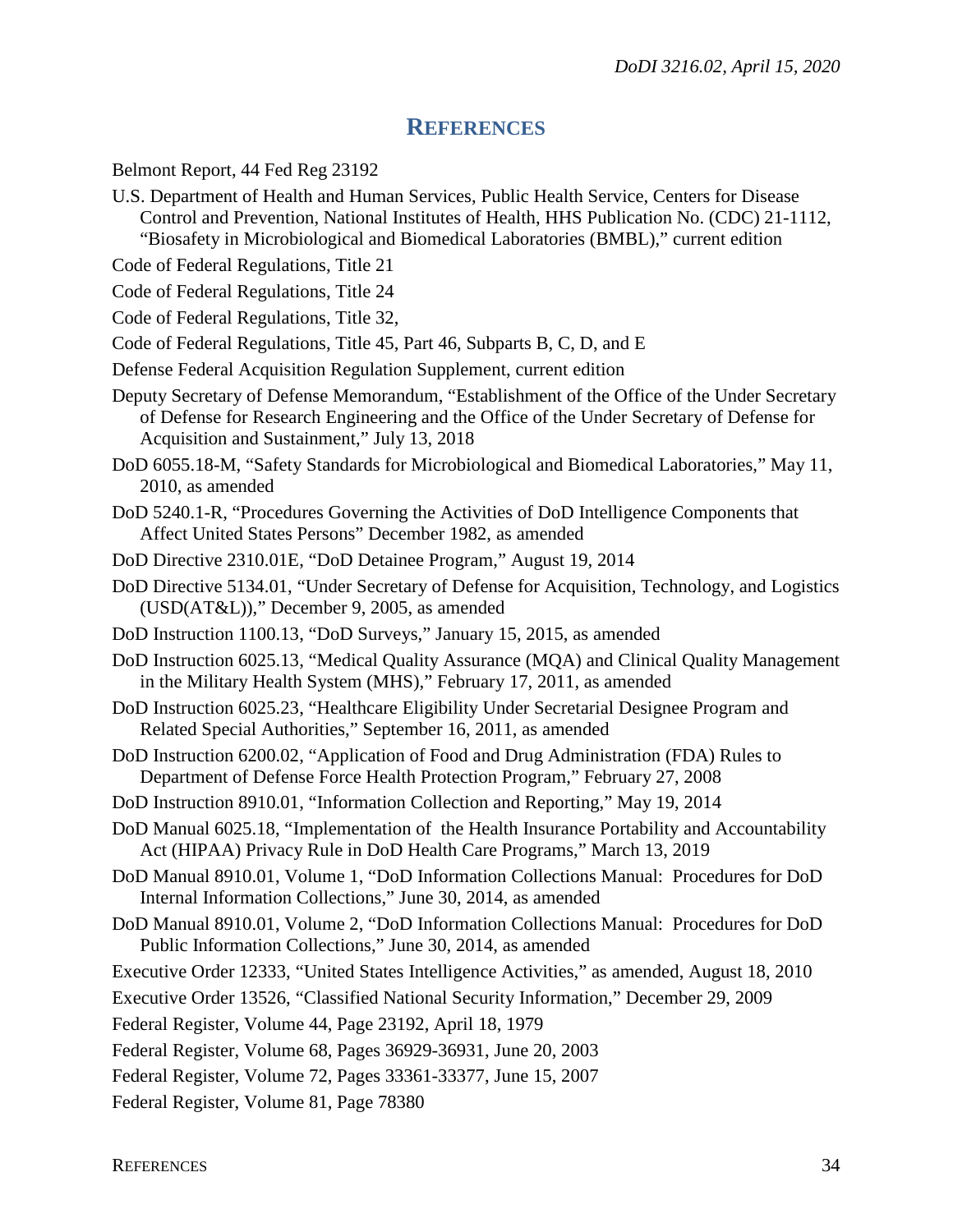## REFERENCES

Belmont Report, 44 Fed Reg 23192

U.S. Department of Health and Human Services, Public Health Service, Centers for Disease Control and Prevention, National Institutes of Health, HHS Publication No. (CDC) 21-1112, "Biosafety in Microbiological and Biomedical Laboratories (BMBL)," current edition

Code of Federal Regulations, Title 21

Code of Federal Regulations, Title 24

Code of Federal Regulations, Title 32,

Code of Federal Regulations, Title 45, Part 46, Subparts B, C, D, and E

Defense Federal Acquisition Regulation Supplement, current edition

Deputy Secretary of Defense Memorandum, "Establishment of the Office of the Under Secretary of Defense for Research Engineering and the Office of the Under Secretary of Defense for Acquisition and Sustainment," July 13, 2018

DoD 6055.18-M, "Safety Standards for Microbiological and Biomedical Laboratories," May 11, 2010, as amended

DoD 5240.1-R, "Procedures Governing the Activities of DoD Intelligence Components that Affect United States Persons" December 1982, as amended

DoD Directive 2310.01E, "DoD Detainee Program," August 19, 2014

DoD Directive 5134.01, "Under Secretary of Defense for Acquisition, Technology, and Logistics (USD(AT&L))," December 9, 2005, as amended

DoD Instruction 1100.13, "DoD Surveys," January 15, 2015, as amended

DoD Instruction 6025.13, "Medical Quality Assurance (MQA) and Clinical Quality Management in the Military Health System (MHS)," February 17, 2011, as amended

DoD Instruction 6025.23, "Healthcare Eligibility Under Secretarial Designee Program and Related Special Authorities," September 16, 2011, as amended

DoD Instruction 6200.02, "Application of Food and Drug Administration (FDA) Rules to Department of Defense Force Health Protection Program," February 27, 2008

DoD Instruction 8910.01, "Information Collection and Reporting," May 19, 2014

DoD Manual 6025.18, "Implementation of the Health Insurance Portability and Accountability Act (HIPAA) Privacy Rule in DoD Health Care Programs," March 13, 2019

DoD Manual 8910.01, Volume 1, "DoD Information Collections Manual: Procedures for DoD Internal Information Collections," June 30, 2014, as amended

DoD Manual 8910.01, Volume 2, "DoD Information Collections Manual: Procedures for DoD Public Information Collections," June 30, 2014, as amended

Executive Order 12333, "United States Intelligence Activities," as amended, August 18, 2010

Executive Order 13526, "Classified National Security Information," December 29, 2009

Federal Register, Volume 44, Page 23192, April 18, 1979

Federal Register, Volume 68, Pages 36929-36931, June 20, 2003

Federal Register, Volume 72, Pages 33361-33377, June 15, 2007

Federal Register, Volume 81, Page 78380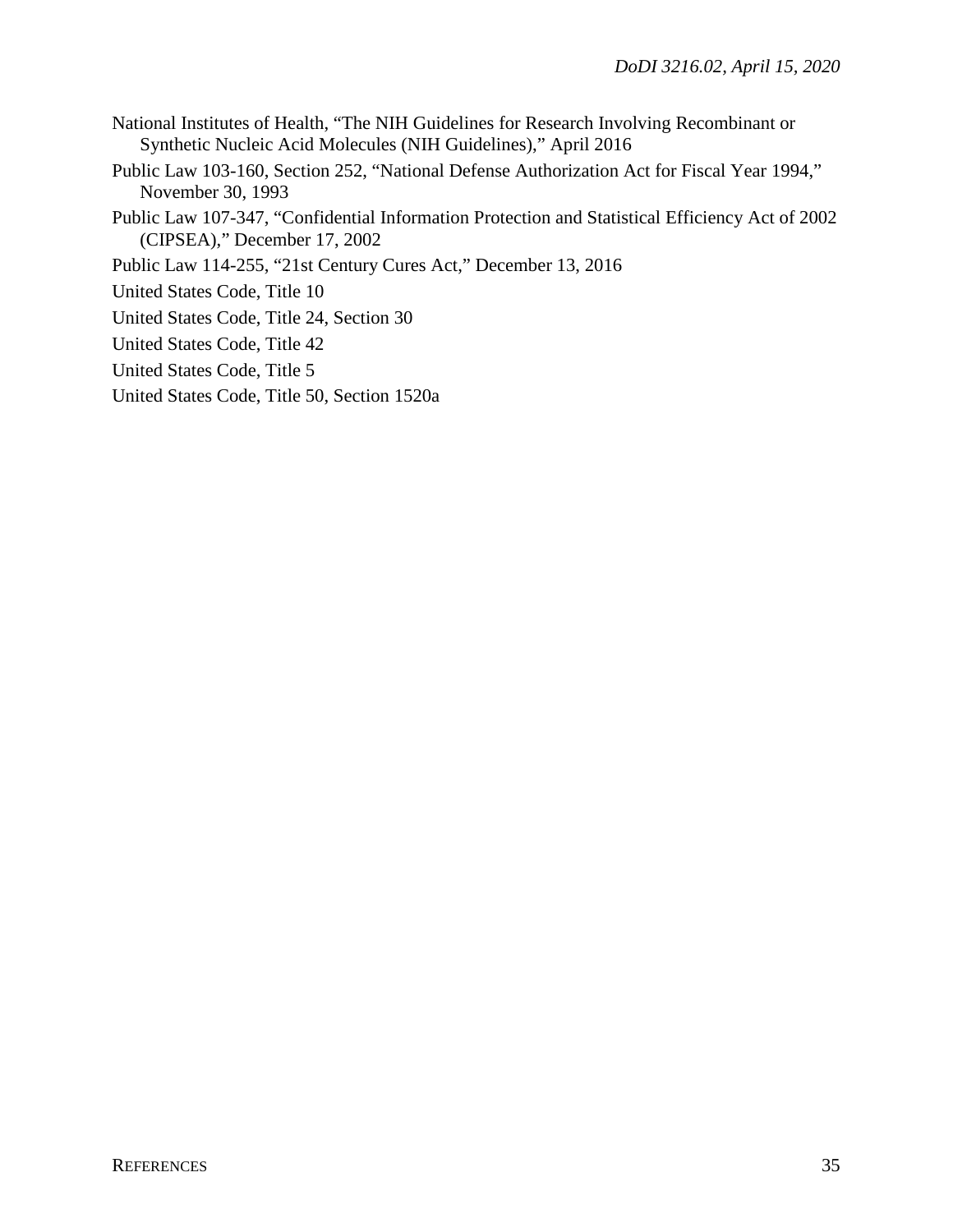National Institutes of Health, "The NIH Guidelines for Research Involving Recombinant or Synthetic Nucleic Acid Molecules (NIH Guidelines)," April 2016

Public Law 103-160, Section 252, "National Defense Authorization Act for Fiscal Year 1994," November 30, 1993

Public Law 107-347, "Confidential Information Protection and Statistical Efficiency Act of 2002 (CIPSEA)," December 17, 2002

Public Law 114-255, "21st Century Cures Act," December 13, 2016

United States Code, Title 10

United States Code, Title 24, Section 30

United States Code, Title 42

United States Code, Title 5

United States Code, Title 50, Section 1520a